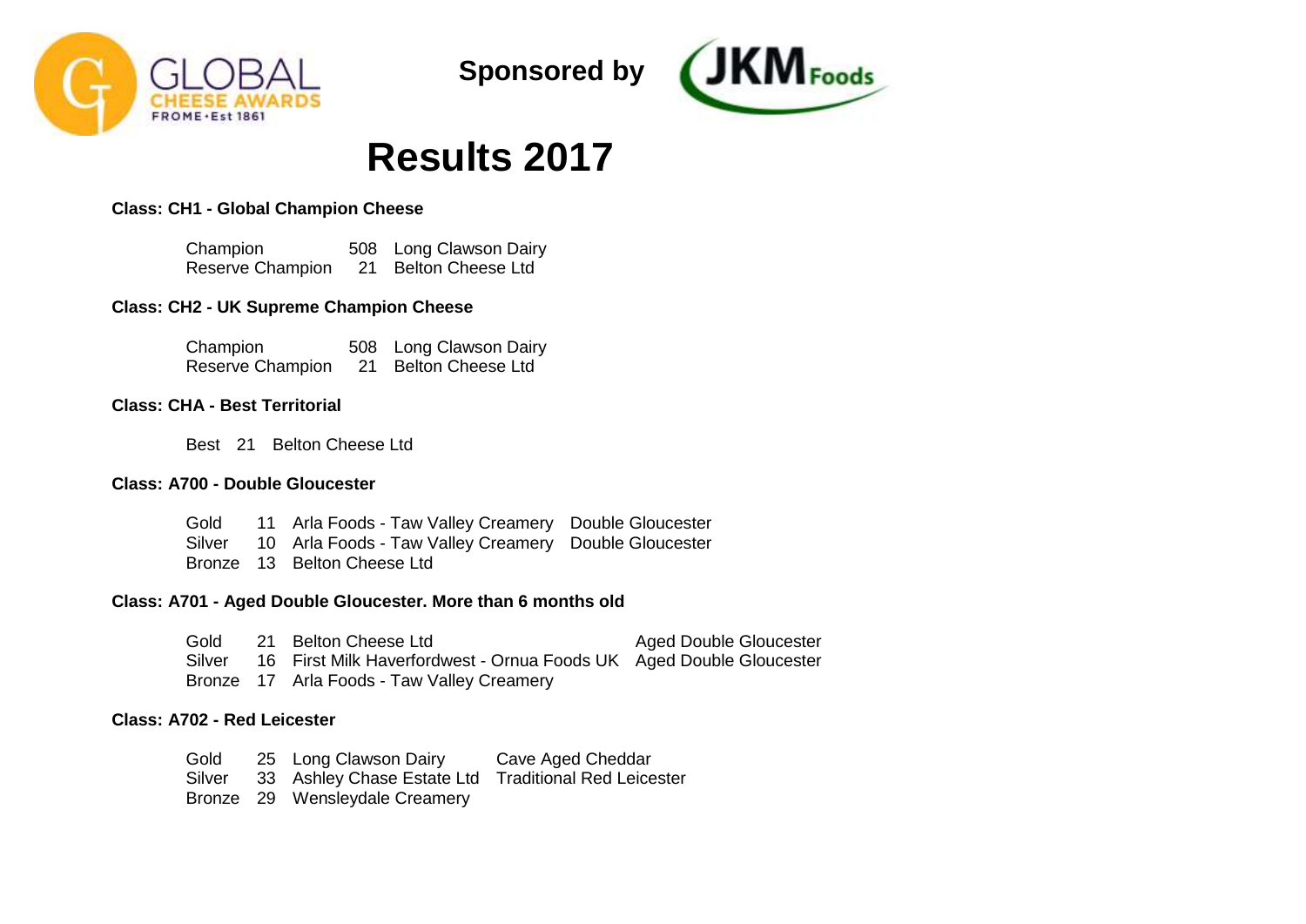GLOBAL CHEESE AWARDS FROME • Est 1861

**Sponsored by** JKM Foods

# Results 2017

**Class: CH1 - Global Champion Cheese**

| | | |
|---|---|---|
| Champion | 508 | Long Clawson Dairy |
| Reserve Champion | 21 | Belton Cheese Ltd |

**Class: CH2 - UK Supreme Champion Cheese**

| | | |
|---|---|---|
| Champion | 508 | Long Clawson Dairy |
| Reserve Champion | 21 | Belton Cheese Ltd |

**Class: CHA - Best Territorial**

| | | |
|---|---|---|
| Best | 21 | Belton Cheese Ltd |

**Class: A700 - Double Gloucester**

| | | | |
|---|---|---|---|
| Gold | 11 | Arla Foods - Taw Valley Creamery | Double Gloucester |
| Silver | 10 | Arla Foods - Taw Valley Creamery | Double Gloucester |
| Bronze | 13 | Belton Cheese Ltd | |

**Class: A701 - Aged Double Gloucester. More than 6 months old**

| | | | |
|---|---|---|---|
| Gold | 21 | Belton Cheese Ltd | Aged Double Gloucester |
| Silver | 16 | First Milk Haverfordwest - Ornua Foods UK | Aged Double Gloucester |
| Bronze | 17 | Arla Foods - Taw Valley Creamery | |

**Class: A702 - Red Leicester**

| | | | |
|---|---|---|---|
| Gold | 25 | Long Clawson Dairy | Cave Aged Cheddar |
| Silver | 33 | Ashley Chase Estate Ltd | Traditional Red Leicester |
| Bronze | 29 | Wensleydale Creamery | |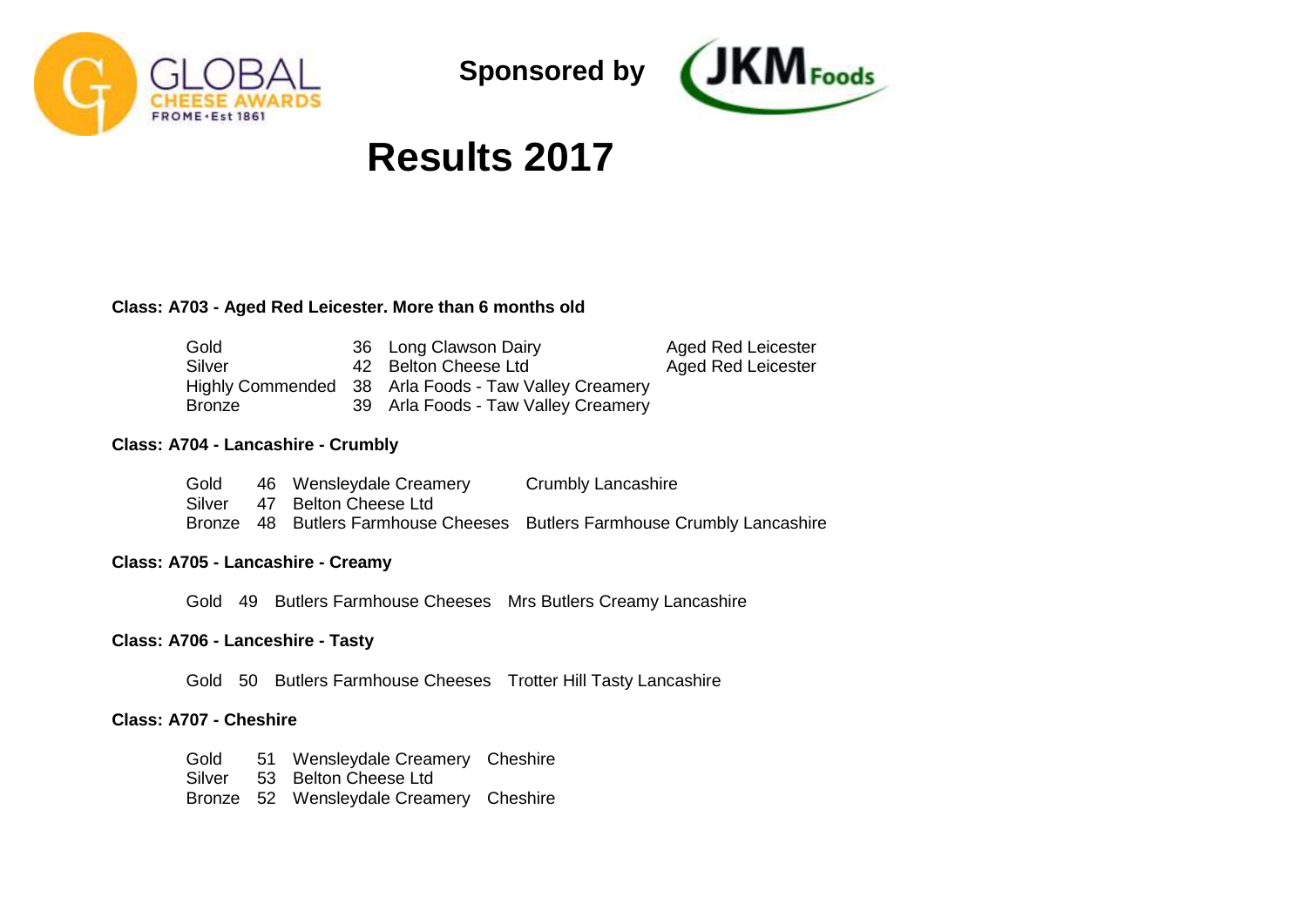Sponsored by

# Results 2017

**Class: A703 - Aged Red Leicester. More than 6 months old**

| | | | |
|---|---|---|---|
| Gold | 36 | Long Clawson Dairy | Aged Red Leicester |
| Silver | 42 | Belton Cheese Ltd | Aged Red Leicester |
| Highly Commended | 38 | Arla Foods - Taw Valley Creamery | |
| Bronze | 39 | Arla Foods - Taw Valley Creamery | |

**Class: A704 - Lancashire - Crumbly**

| | | | |
|---|---|---|---|
| Gold | 46 | Wensleydale Creamery | Crumbly Lancashire |
| Silver | 47 | Belton Cheese Ltd | |
| Bronze | 48 | Butlers Farmhouse Cheeses | Butlers Farmhouse Crumbly Lancashire |

**Class: A705 - Lancashire - Creamy**

| | | | |
|---|---|---|---|
| Gold | 49 | Butlers Farmhouse Cheeses | Mrs Butlers Creamy Lancashire |

**Class: A706 - Lanceshire - Tasty**

| | | | |
|---|---|---|---|
| Gold | 50 | Butlers Farmhouse Cheeses | Trotter Hill Tasty Lancashire |

**Class: A707 - Cheshire**

| | | | |
|---|---|---|---|
| Gold | 51 | Wensleydale Creamery | Cheshire |
| Silver | 53 | Belton Cheese Ltd | |
| Bronze | 52 | Wensleydale Creamery | Cheshire |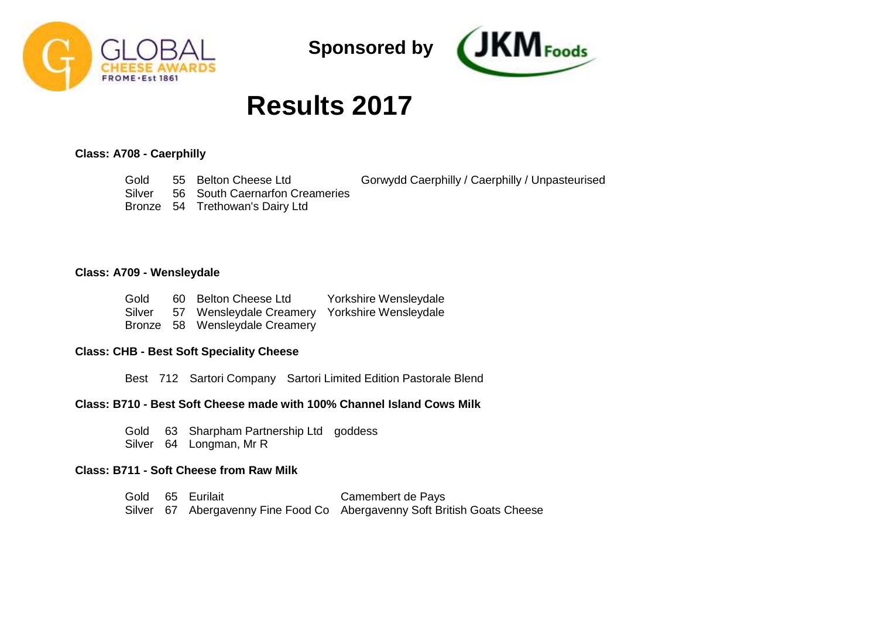Sponsored by

# Results 2017

**Class: A708 - Caerphilly**

| | | | |
|---|---|---|---|
| Gold | 55 | Belton Cheese Ltd | Gorwydd Caerphilly / Caerphilly / Unpasteurised |
| Silver | 56 | South Caernarfon Creameries | |
| Bronze | 54 | Trethowan's Dairy Ltd | |

**Class: A709 - Wensleydale**

| | | | |
|---|---|---|---|
| Gold | 60 | Belton Cheese Ltd | Yorkshire Wensleydale |
| Silver | 57 | Wensleydale Creamery | Yorkshire Wensleydale |
| Bronze | 58 | Wensleydale Creamery | |

**Class: CHB - Best Soft Speciality Cheese**

| | | | |
|---|---|---|---|
| Best | 712 | Sartori Company | Sartori Limited Edition Pastorale Blend |

**Class: B710 - Best Soft Cheese made with 100% Channel Island Cows Milk**

| | | | |
|---|---|---|---|
| Gold | 63 | Sharpham Partnership Ltd | goddess |
| Silver | 64 | Longman, Mr R | |

**Class: B711 - Soft Cheese from Raw Milk**

| | | | |
|---|---|---|---|
| Gold | 65 | Eurilait | Camembert de Pays |
| Silver | 67 | Abergavenny Fine Food Co | Abergavenny Soft British Goats Cheese |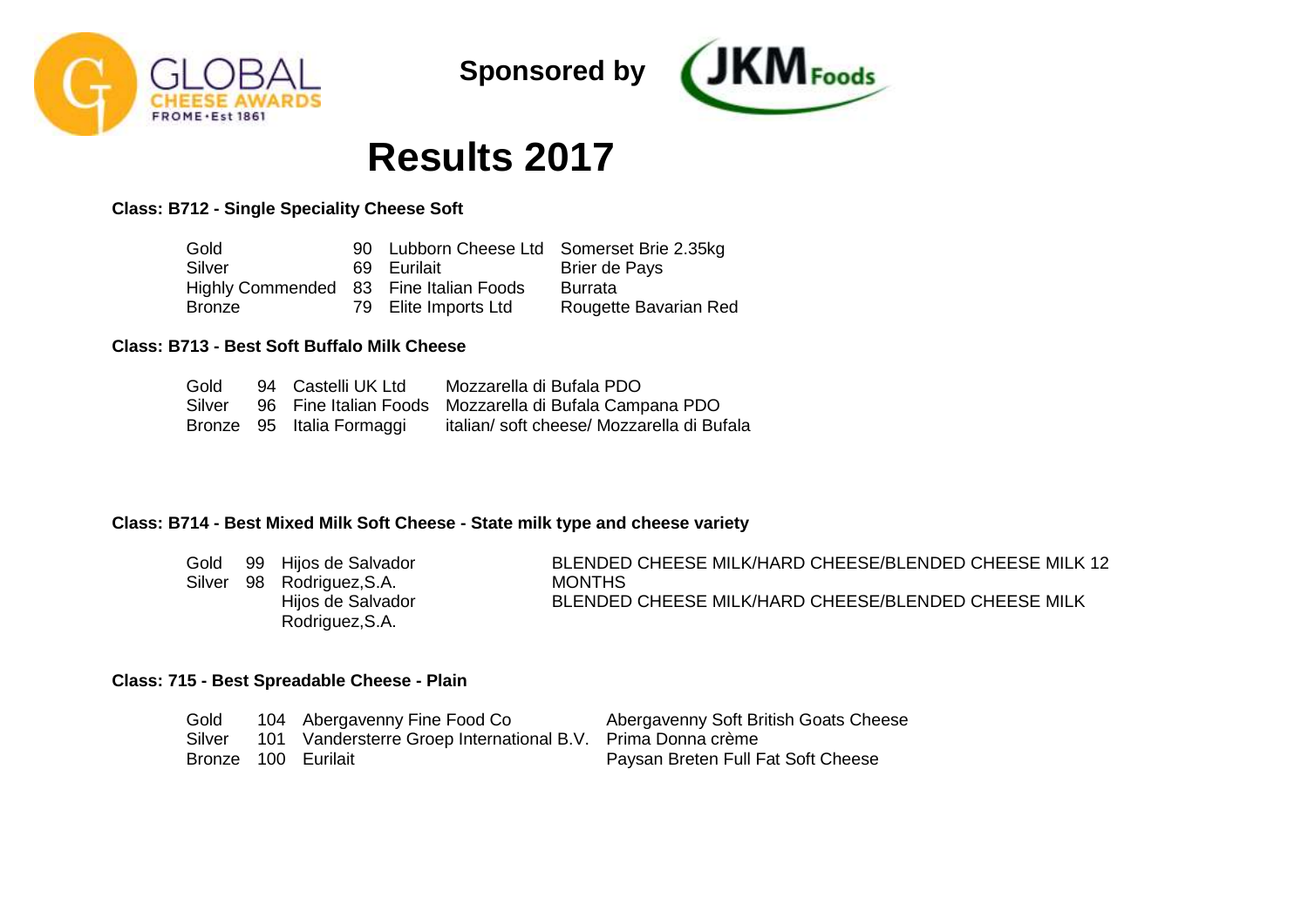Sponsored by

# Results 2017

**Class: B712 - Single Speciality Cheese Soft**

| | | | |
|---|---|---|---|
| Gold | 90 | Lubborn Cheese Ltd | Somerset Brie 2.35kg |
| Silver | 69 | Eurilait | Brier de Pays |
| Highly Commended | 83 | Fine Italian Foods | Burrata |
| Bronze | 79 | Elite Imports Ltd | Rougette Bavarian Red |

**Class: B713 - Best Soft Buffalo Milk Cheese**

| | | | |
|---|---|---|---|
| Gold | 94 | Castelli UK Ltd | Mozzarella di Bufala PDO |
| Silver | 96 | Fine Italian Foods | Mozzarella di Bufala Campana PDO |
| Bronze | 95 | Italia Formaggi | italian/ soft cheese/ Mozzarella di Bufala |

**Class: B714 - Best Mixed Milk Soft Cheese - State milk type and cheese variety**

| | | | |
|---|---|---|---|
| Gold | 99 | Hijos de Salvador Rodriguez,S.A. | BLENDED CHEESE MILK/HARD CHEESE/BLENDED CHEESE MILK 12 MONTHS |
| Silver | 98 | Hijos de Salvador Rodriguez,S.A. | BLENDED CHEESE MILK/HARD CHEESE/BLENDED CHEESE MILK |

**Class: 715 - Best Spreadable Cheese - Plain**

| | | | |
|---|---|---|---|
| Gold | 104 | Abergavenny Fine Food Co | Abergavenny Soft British Goats Cheese |
| Silver | 101 | Vandersterre Groep International B.V. | Prima Donna crème |
| Bronze | 100 | Eurilait | Paysan Breten Full Fat Soft Cheese |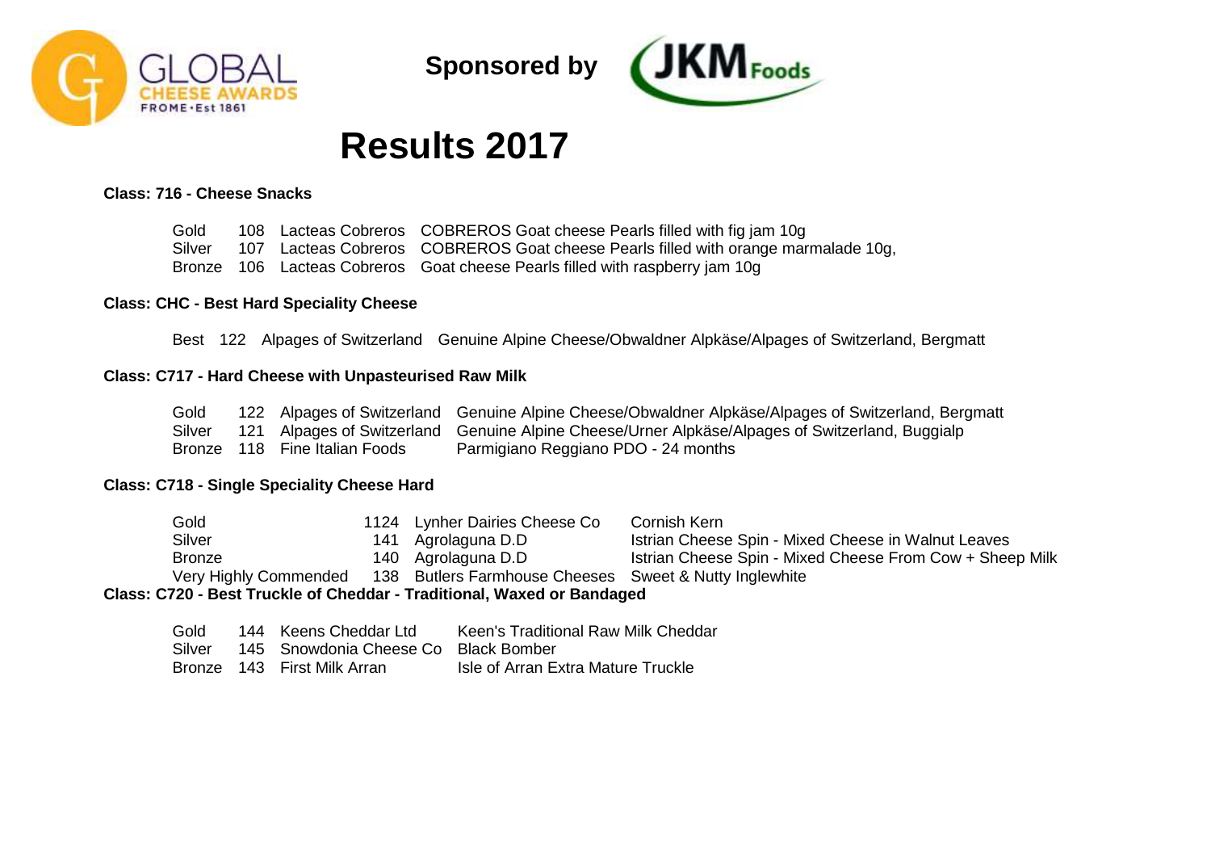Sponsored by

# Results 2017

**Class: 716 - Cheese Snacks**

| | | | |
|---|---|---|---|
| Gold | 108 | Lacteas Cobreros | COBREROS Goat cheese Pearls filled with fig jam 10g |
| Silver | 107 | Lacteas Cobreros | COBREROS Goat cheese Pearls filled with orange marmalade 10g, |
| Bronze | 106 | Lacteas Cobreros | Goat cheese Pearls filled with raspberry jam 10g |

**Class: CHC - Best Hard Speciality Cheese**

| | | | |
|---|---|---|---|
| Best | 122 | Alpages of Switzerland | Genuine Alpine Cheese/Obwaldner Alpkäse/Alpages of Switzerland, Bergmatt |

**Class: C717 - Hard Cheese with Unpasteurised Raw Milk**

| | | | |
|---|---|---|---|
| Gold | 122 | Alpages of Switzerland | Genuine Alpine Cheese/Obwaldner Alpkäse/Alpages of Switzerland, Bergmatt |
| Silver | 121 | Alpages of Switzerland | Genuine Alpine Cheese/Urner Alpkäse/Alpages of Switzerland, Buggialp |
| Bronze | 118 | Fine Italian Foods | Parmigiano Reggiano PDO - 24 months |

**Class: C718 - Single Speciality Cheese Hard**

| | | | |
|---|---|---|---|
| Gold | 1124 | Lynher Dairies Cheese Co | Cornish Kern |
| Silver | 141 | Agrolaguna D.D | Istrian Cheese Spin - Mixed Cheese in Walnut Leaves |
| Bronze | 140 | Agrolaguna D.D | Istrian Cheese Spin - Mixed Cheese From Cow + Sheep Milk |
| Very Highly Commended | 138 | Butlers Farmhouse Cheeses | Sweet & Nutty Inglewhite |

**Class: C720 - Best Truckle of Cheddar - Traditional, Waxed or Bandaged**

| | | | |
|---|---|---|---|
| Gold | 144 | Keens Cheddar Ltd | Keen's Traditional Raw Milk Cheddar |
| Silver | 145 | Snowdonia Cheese Co | Black Bomber |
| Bronze | 143 | First Milk Arran | Isle of Arran Extra Mature Truckle |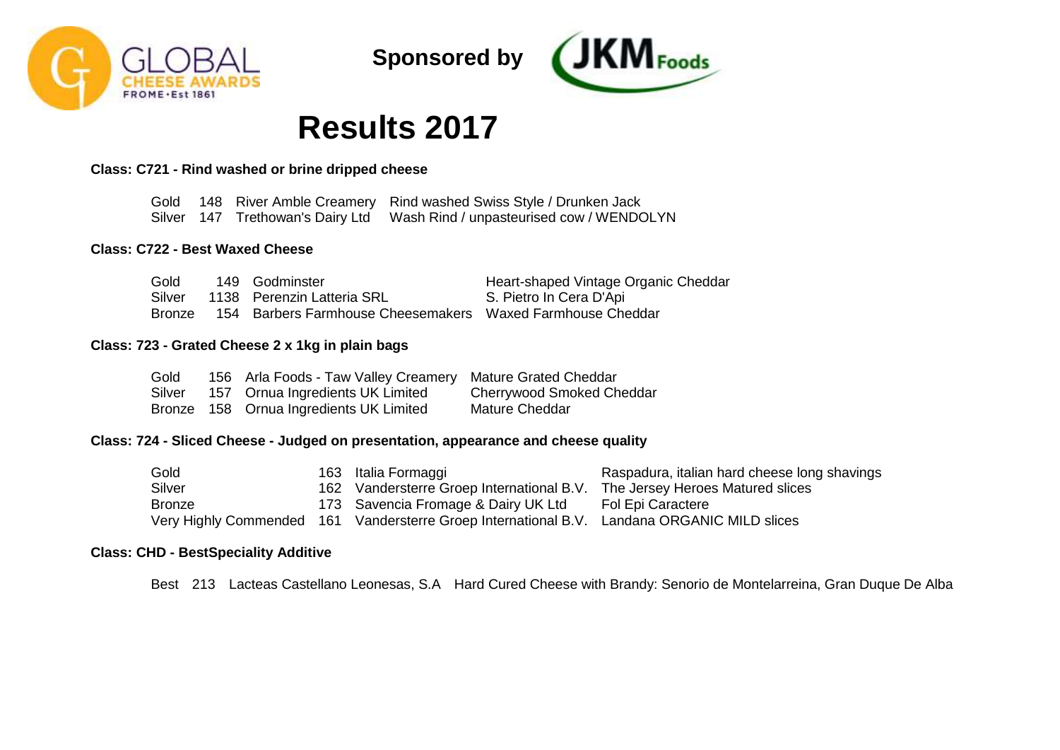Sponsored by

# Results 2017

**Class: C721 - Rind washed or brine dripped cheese**

| Award | No. | Entrant | Cheese |
|---|---|---|---|
| Gold | 148 | River Amble Creamery | Rind washed Swiss Style / Drunken Jack |
| Silver | 147 | Trethowan's Dairy Ltd | Wash Rind / unpasteurised cow / WENDOLYN |

**Class: C722 - Best Waxed Cheese**

| Award | No. | Entrant | Cheese |
|---|---|---|---|
| Gold | 149 | Godminster | Heart-shaped Vintage Organic Cheddar |
| Silver | 1138 | Perenzin Latteria SRL | S. Pietro In Cera D'Api |
| Bronze | 154 | Barbers Farmhouse Cheesemakers | Waxed Farmhouse Cheddar |

**Class: 723 - Grated Cheese 2 x 1kg in plain bags**

| Award | No. | Entrant | Cheese |
|---|---|---|---|
| Gold | 156 | Arla Foods - Taw Valley Creamery | Mature Grated Cheddar |
| Silver | 157 | Ornua Ingredients UK Limited | Cherrywood Smoked Cheddar |
| Bronze | 158 | Ornua Ingredients UK Limited | Mature Cheddar |

**Class: 724 - Sliced Cheese - Judged on presentation, appearance and cheese quality**

| Award | No. | Entrant | Cheese |
|---|---|---|---|
| Gold | 163 | Italia Formaggi | Raspadura, italian hard cheese long shavings |
| Silver | 162 | Vandersterre Groep International B.V. | The Jersey Heroes Matured slices |
| Bronze | 173 | Savencia Fromage & Dairy UK Ltd | Fol Epi Caractere |
| Very Highly Commended | 161 | Vandersterre Groep International B.V. | Landana ORGANIC MILD slices |

**Class: CHD - BestSpeciality Additive**

| Award | No. | Entrant | Cheese |
|---|---|---|---|
| Best | 213 | Lacteas Castellano Leonesas, S.A | Hard Cured Cheese with Brandy: Senorio de Montelarreina, Gran Duque De Alba |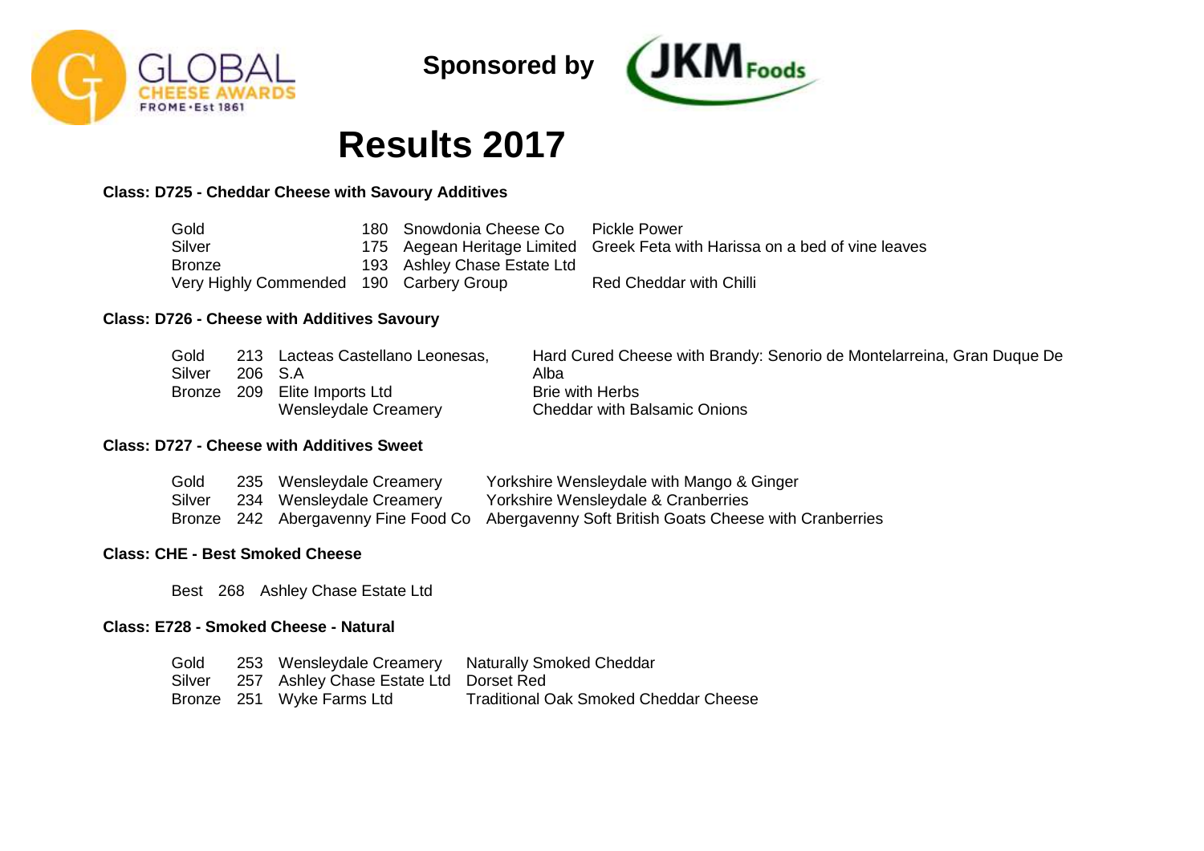Sponsored by

# Results 2017

**Class: D725 - Cheddar Cheese with Savoury Additives**

| | | | |
|---|---|---|---|
| Gold | 180 | Snowdonia Cheese Co | Pickle Power |
| Silver | 175 | Aegean Heritage Limited | Greek Feta with Harissa on a bed of vine leaves |
| Bronze | 193 | Ashley Chase Estate Ltd | |
| Very Highly Commended | 190 | Carbery Group | Red Cheddar with Chilli |

**Class: D726 - Cheese with Additives Savoury**

| | | | |
|---|---|---|---|
| Gold | 213 | Lacteas Castellano Leonesas, S.A | Hard Cured Cheese with Brandy: Senorio de Montelarreina, Gran Duque De Alba |
| Silver | 206 | Elite Imports Ltd | Brie with Herbs |
| Bronze | 209 | Wensleydale Creamery | Cheddar with Balsamic Onions |

**Class: D727 - Cheese with Additives Sweet**

| | | | |
|---|---|---|---|
| Gold | 235 | Wensleydale Creamery | Yorkshire Wensleydale with Mango & Ginger |
| Silver | 234 | Wensleydale Creamery | Yorkshire Wensleydale & Cranberries |
| Bronze | 242 | Abergavenny Fine Food Co | Abergavenny Soft British Goats Cheese with Cranberries |

**Class: CHE - Best Smoked Cheese**

| | | |
|---|---|---|
| Best | 268 | Ashley Chase Estate Ltd |

**Class: E728 - Smoked Cheese - Natural**

| | | | |
|---|---|---|---|
| Gold | 253 | Wensleydale Creamery | Naturally Smoked Cheddar |
| Silver | 257 | Ashley Chase Estate Ltd | Dorset Red |
| Bronze | 251 | Wyke Farms Ltd | Traditional Oak Smoked Cheddar Cheese |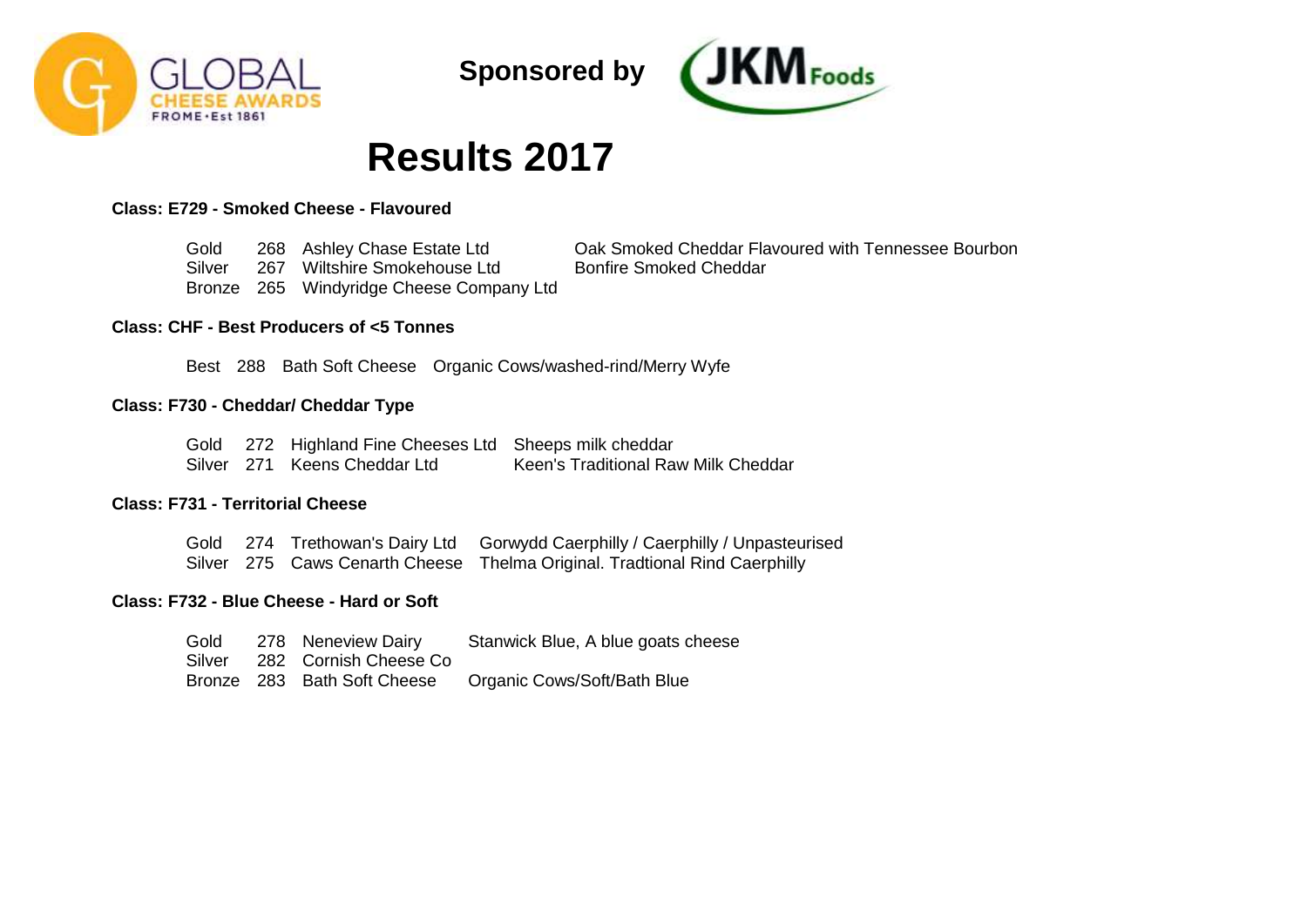Sponsored by

# Results 2017

**Class: E729 - Smoked Cheese - Flavoured**

| | | | |
|---|---|---|---|
| Gold | 268 | Ashley Chase Estate Ltd | Oak Smoked Cheddar Flavoured with Tennessee Bourbon |
| Silver | 267 | Wiltshire Smokehouse Ltd | Bonfire Smoked Cheddar |
| Bronze | 265 | Windyridge Cheese Company Ltd | |

**Class: CHF - Best Producers of <5 Tonnes**

| | | | |
|---|---|---|---|
| Best | 288 | Bath Soft Cheese | Organic Cows/washed-rind/Merry Wyfe |

**Class: F730 - Cheddar/ Cheddar Type**

| | | | |
|---|---|---|---|
| Gold | 272 | Highland Fine Cheeses Ltd | Sheeps milk cheddar |
| Silver | 271 | Keens Cheddar Ltd | Keen's Traditional Raw Milk Cheddar |

**Class: F731 - Territorial Cheese**

| | | | |
|---|---|---|---|
| Gold | 274 | Trethowan's Dairy Ltd | Gorwydd Caerphilly / Caerphilly / Unpasteurised |
| Silver | 275 | Caws Cenarth Cheese | Thelma Original. Tradtional Rind Caerphilly |

**Class: F732 - Blue Cheese - Hard or Soft**

| | | | |
|---|---|---|---|
| Gold | 278 | Neneview Dairy | Stanwick Blue, A blue goats cheese |
| Silver | 282 | Cornish Cheese Co | |
| Bronze | 283 | Bath Soft Cheese | Organic Cows/Soft/Bath Blue |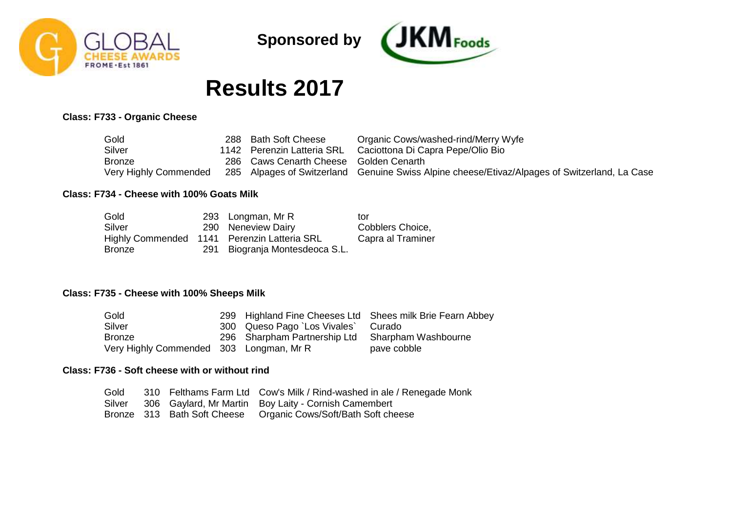Sponsored by

# Results 2017

### Class: F733 - Organic Cheese

| | | | |
|---|---|---|---|
| Gold | 288 | Bath Soft Cheese | Organic Cows/washed-rind/Merry Wyfe |
| Silver | 1142 | Perenzin Latteria SRL | Caciottona Di Capra Pepe/Olio Bio |
| Bronze | 286 | Caws Cenarth Cheese | Golden Cenarth |
| Very Highly Commended | 285 | Alpages of Switzerland | Genuine Swiss Alpine cheese/Etivaz/Alpages of Switzerland, La Case |

### Class: F734 - Cheese with 100% Goats Milk

| | | | |
|---|---|---|---|
| Gold | 293 | Longman, Mr R | tor |
| Silver | 290 | Neneview Dairy | Cobblers Choice, |
| Highly Commended | 1141 | Perenzin Latteria SRL | Capra al Traminer |
| Bronze | 291 | Biogranja Montesdeoca S.L. | |

### Class: F735 - Cheese with 100% Sheeps Milk

| | | | |
|---|---|---|---|
| Gold | 299 | Highland Fine Cheeses Ltd | Shees milk Brie Fearn Abbey |
| Silver | 300 | Queso Pago `Los Vivales` | Curado |
| Bronze | 296 | Sharpham Partnership Ltd | Sharpham Washbourne |
| Very Highly Commended | 303 | Longman, Mr R | pave cobble |

### Class: F736 - Soft cheese with or without rind

| | | | |
|---|---|---|---|
| Gold | 310 | Felthams Farm Ltd | Cow's Milk / Rind-washed in ale / Renegade Monk |
| Silver | 306 | Gaylard, Mr Martin | Boy Laity - Cornish Camembert |
| Bronze | 313 | Bath Soft Cheese | Organic Cows/Soft/Bath Soft cheese |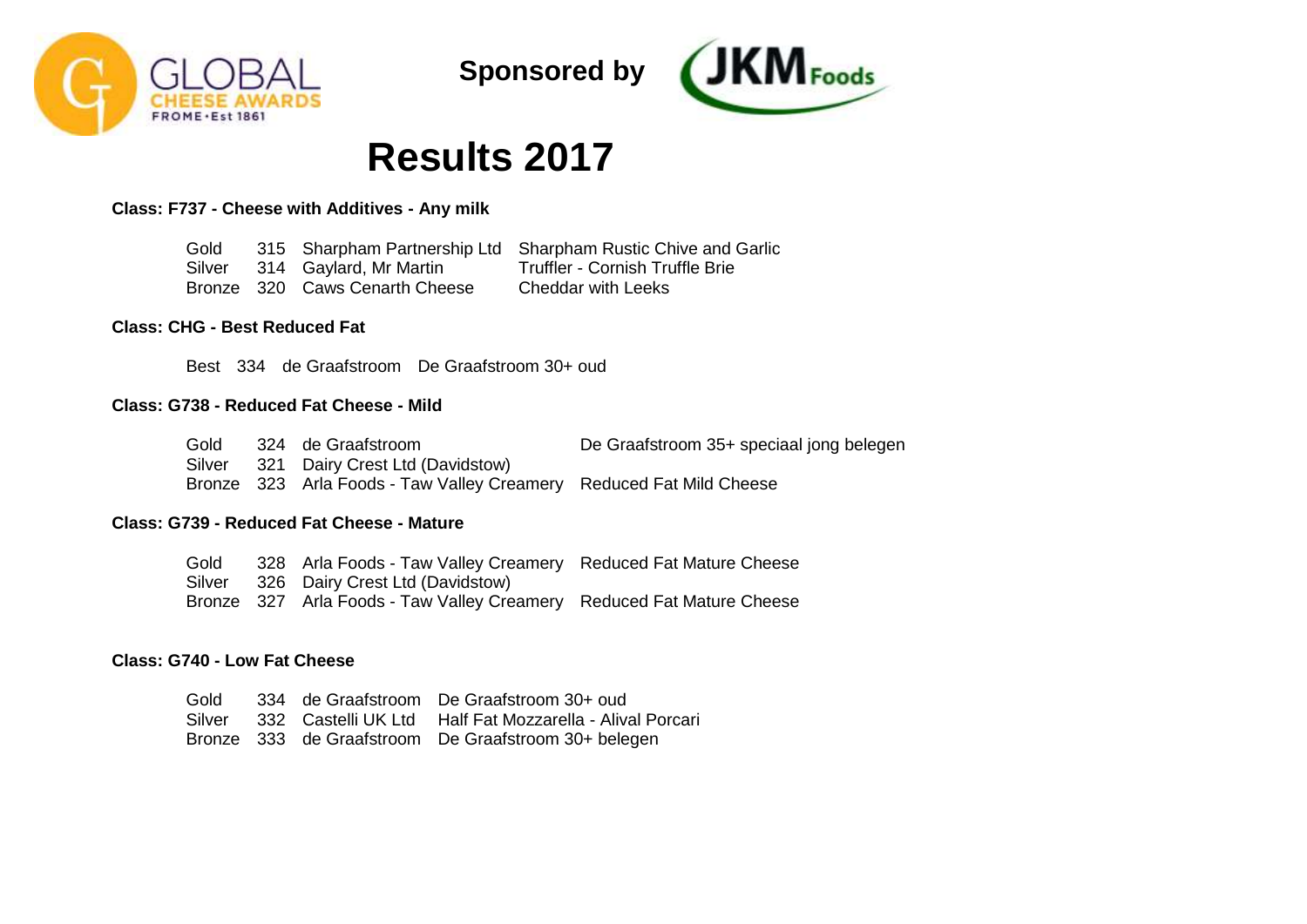Sponsored by

# Results 2017

### Class: F737 - Cheese with Additives - Any milk

| | | | |
|---|---|---|---|
| Gold | 315 | Sharpham Partnership Ltd | Sharpham Rustic Chive and Garlic |
| Silver | 314 | Gaylard, Mr Martin | Truffler - Cornish Truffle Brie |
| Bronze | 320 | Caws Cenarth Cheese | Cheddar with Leeks |

### Class: CHG - Best Reduced Fat

| | | | |
|---|---|---|---|
| Best | 334 | de Graafstroom | De Graafstroom 30+ oud |

### Class: G738 - Reduced Fat Cheese - Mild

| | | | |
|---|---|---|---|
| Gold | 324 | de Graafstroom | De Graafstroom 35+ speciaal jong belegen |
| Silver | 321 | Dairy Crest Ltd (Davidstow) | |
| Bronze | 323 | Arla Foods - Taw Valley Creamery | Reduced Fat Mild Cheese |

### Class: G739 - Reduced Fat Cheese - Mature

| | | | |
|---|---|---|---|
| Gold | 328 | Arla Foods - Taw Valley Creamery | Reduced Fat Mature Cheese |
| Silver | 326 | Dairy Crest Ltd (Davidstow) | |
| Bronze | 327 | Arla Foods - Taw Valley Creamery | Reduced Fat Mature Cheese |

### Class: G740 - Low Fat Cheese

| | | | |
|---|---|---|---|
| Gold | 334 | de Graafstroom | De Graafstroom 30+ oud |
| Silver | 332 | Castelli UK Ltd | Half Fat Mozzarella - Alival Porcari |
| Bronze | 333 | de Graafstroom | De Graafstroom 30+ belegen |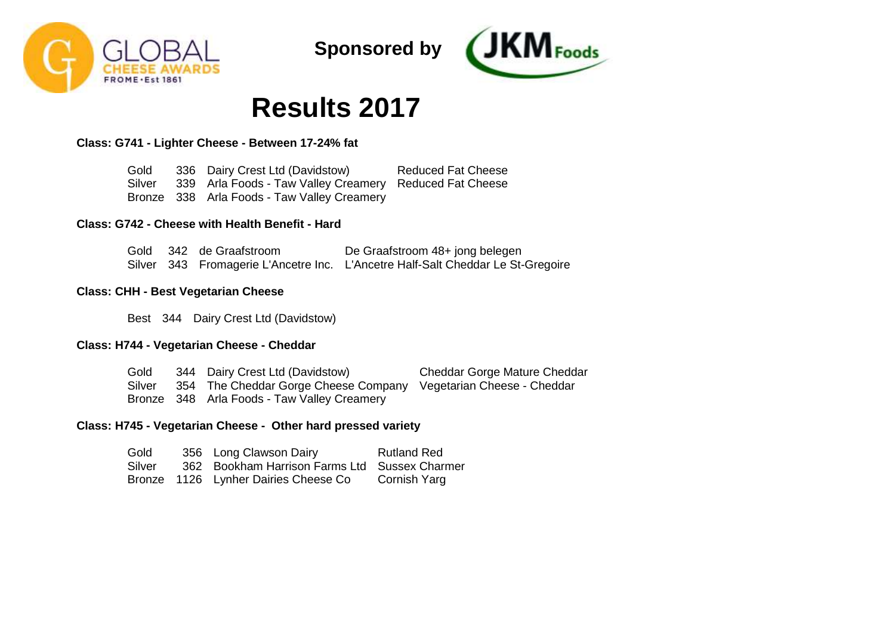Sponsored by

# Results 2017

### Class: G741 - Lighter Cheese - Between 17-24% fat

| | | | |
|---|---|---|---|
| Gold | 336 | Dairy Crest Ltd (Davidstow) | Reduced Fat Cheese |
| Silver | 339 | Arla Foods - Taw Valley Creamery | Reduced Fat Cheese |
| Bronze | 338 | Arla Foods - Taw Valley Creamery | |

### Class: G742 - Cheese with Health Benefit - Hard

| | | | |
|---|---|---|---|
| Gold | 342 | de Graafstroom | De Graafstroom 48+ jong belegen |
| Silver | 343 | Fromagerie L'Ancetre Inc. | L'Ancetre Half-Salt Cheddar Le St-Gregoire |

### Class: CHH - Best Vegetarian Cheese

| | | |
|---|---|---|
| Best | 344 | Dairy Crest Ltd (Davidstow) |

### Class: H744 - Vegetarian Cheese - Cheddar

| | | | |
|---|---|---|---|
| Gold | 344 | Dairy Crest Ltd (Davidstow) | Cheddar Gorge Mature Cheddar |
| Silver | 354 | The Cheddar Gorge Cheese Company | Vegetarian Cheese - Cheddar |
| Bronze | 348 | Arla Foods - Taw Valley Creamery | |

### Class: H745 - Vegetarian Cheese - Other hard pressed variety

| | | | |
|---|---|---|---|
| Gold | 356 | Long Clawson Dairy | Rutland Red |
| Silver | 362 | Bookham Harrison Farms Ltd | Sussex Charmer |
| Bronze | 1126 | Lynher Dairies Cheese Co | Cornish Yarg |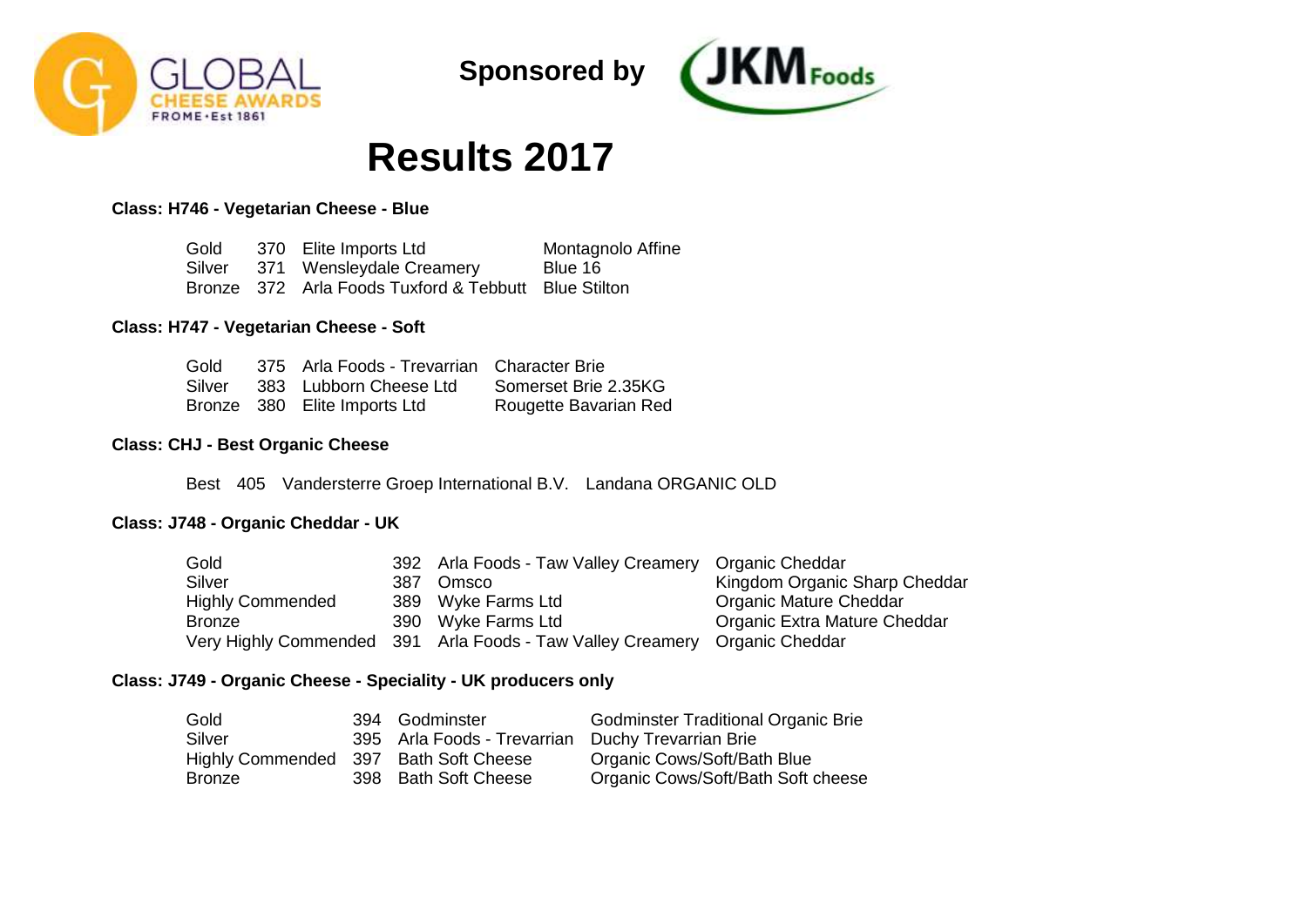Sponsored by

# Results 2017

**Class: H746 - Vegetarian Cheese - Blue**

| | | | |
|---|---|---|---|
| Gold | 370 | Elite Imports Ltd | Montagnolo Affine |
| Silver | 371 | Wensleydale Creamery | Blue 16 |
| Bronze | 372 | Arla Foods Tuxford & Tebbutt | Blue Stilton |

**Class: H747 - Vegetarian Cheese - Soft**

| | | | |
|---|---|---|---|
| Gold | 375 | Arla Foods - Trevarrian | Character Brie |
| Silver | 383 | Lubborn Cheese Ltd | Somerset Brie 2.35KG |
| Bronze | 380 | Elite Imports Ltd | Rougette Bavarian Red |

**Class: CHJ - Best Organic Cheese**

| | | | |
|---|---|---|---|
| Best | 405 | Vandersterre Groep International B.V. | Landana ORGANIC OLD |

**Class: J748 - Organic Cheddar - UK**

| | | | |
|---|---|---|---|
| Gold | 392 | Arla Foods - Taw Valley Creamery | Organic Cheddar |
| Silver | 387 | Omsco | Kingdom Organic Sharp Cheddar |
| Highly Commended | 389 | Wyke Farms Ltd | Organic Mature Cheddar |
| Bronze | 390 | Wyke Farms Ltd | Organic Extra Mature Cheddar |
| Very Highly Commended | 391 | Arla Foods - Taw Valley Creamery | Organic Cheddar |

**Class: J749 - Organic Cheese - Speciality - UK producers only**

| | | | |
|---|---|---|---|
| Gold | 394 | Godminster | Godminster Traditional Organic Brie |
| Silver | 395 | Arla Foods - Trevarrian | Duchy Trevarrian Brie |
| Highly Commended | 397 | Bath Soft Cheese | Organic Cows/Soft/Bath Blue |
| Bronze | 398 | Bath Soft Cheese | Organic Cows/Soft/Bath Soft cheese |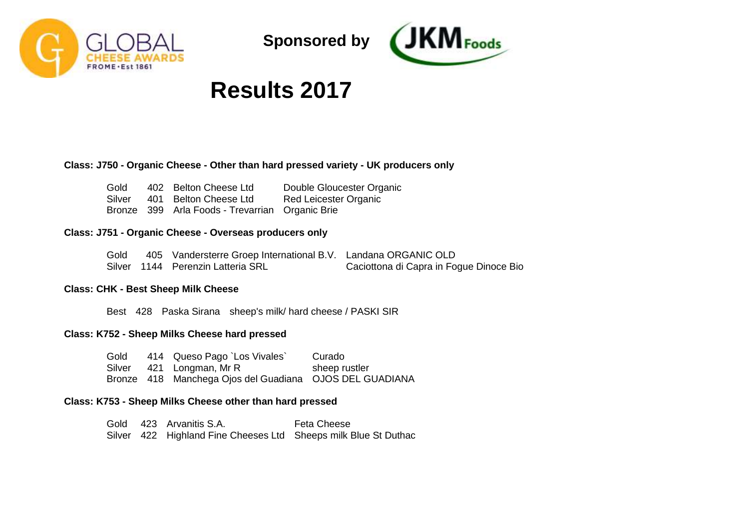GLOBAL CHEESE AWARDS FROME • Est 1861

**Sponsored by** JKM Foods

# Results 2017

**Class: J750 - Organic Cheese - Other than hard pressed variety - UK producers only**

| | | | |
|---|---|---|---|
| Gold | 402 | Belton Cheese Ltd | Double Gloucester Organic |
| Silver | 401 | Belton Cheese Ltd | Red Leicester Organic |
| Bronze | 399 | Arla Foods - Trevarrian | Organic Brie |

**Class: J751 - Organic Cheese - Overseas producers only**

| | | | |
|---|---|---|---|
| Gold | 405 | Vandersterre Groep International B.V. | Landana ORGANIC OLD |
| Silver | 1144 | Perenzin Latteria SRL | Caciottona di Capra in Fogue Dinoce Bio |

**Class: CHK - Best Sheep Milk Cheese**

| | | | |
|---|---|---|---|
| Best | 428 | Paska Sirana | sheep's milk/ hard cheese / PASKI SIR |

**Class: K752 - Sheep Milks Cheese hard pressed**

| | | | |
|---|---|---|---|
| Gold | 414 | Queso Pago `Los Vivales` | Curado |
| Silver | 421 | Longman, Mr R | sheep rustler |
| Bronze | 418 | Manchega Ojos del Guadiana | OJOS DEL GUADIANA |

**Class: K753 - Sheep Milks Cheese other than hard pressed**

| | | | |
|---|---|---|---|
| Gold | 423 | Arvanitis S.A. | Feta Cheese |
| Silver | 422 | Highland Fine Cheeses Ltd | Sheeps milk Blue St Duthac |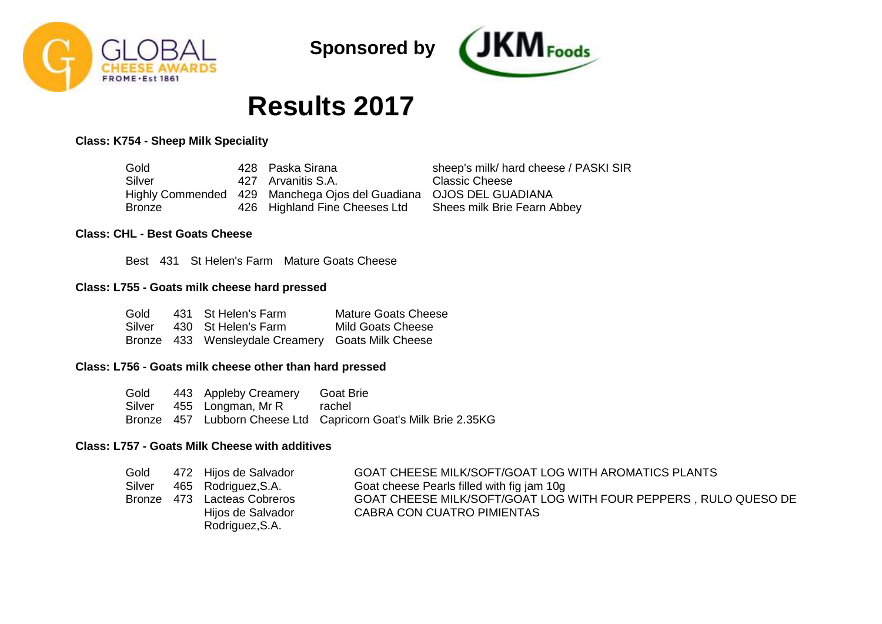Sponsored by

# Results 2017

### Class: K754 - Sheep Milk Speciality

| Award | No. | Exhibitor | Cheese |
|---|---|---|---|
| Gold | 428 | Paska Sirana | sheep's milk/ hard cheese / PASKI SIR |
| Silver | 427 | Arvanitis S.A. | Classic Cheese |
| Highly Commended | 429 | Manchega Ojos del Guadiana | OJOS DEL GUADIANA |
| Bronze | 426 | Highland Fine Cheeses Ltd | Shees milk Brie Fearn Abbey |

### Class: CHL - Best Goats Cheese

| Award | No. | Exhibitor | Cheese |
|---|---|---|---|
| Best | 431 | St Helen's Farm | Mature Goats Cheese |

### Class: L755 - Goats milk cheese hard pressed

| Award | No. | Exhibitor | Cheese |
|---|---|---|---|
| Gold | 431 | St Helen's Farm | Mature Goats Cheese |
| Silver | 430 | St Helen's Farm | Mild Goats Cheese |
| Bronze | 433 | Wensleydale Creamery | Goats Milk Cheese |

### Class: L756 - Goats milk cheese other than hard pressed

| Award | No. | Exhibitor | Cheese |
|---|---|---|---|
| Gold | 443 | Appleby Creamery | Goat Brie |
| Silver | 455 | Longman, Mr R | rachel |
| Bronze | 457 | Lubborn Cheese Ltd | Capricorn Goat's Milk Brie 2.35KG |

### Class: L757 - Goats Milk Cheese with additives

| Award | No. | Exhibitor | Cheese |
|---|---|---|---|
| Gold | 472 | Hijos de Salvador | GOAT CHEESE MILK/SOFT/GOAT LOG WITH AROMATICS PLANTS |
| Silver | 465 | Rodriguez,S.A. | Goat cheese Pearls filled with fig jam 10g |
| Bronze | 473 | Lacteas Cobreros Hijos de Salvador Rodriguez,S.A. | GOAT CHEESE MILK/SOFT/GOAT LOG WITH FOUR PEPPERS , RULO QUESO DE CABRA CON CUATRO PIMIENTAS |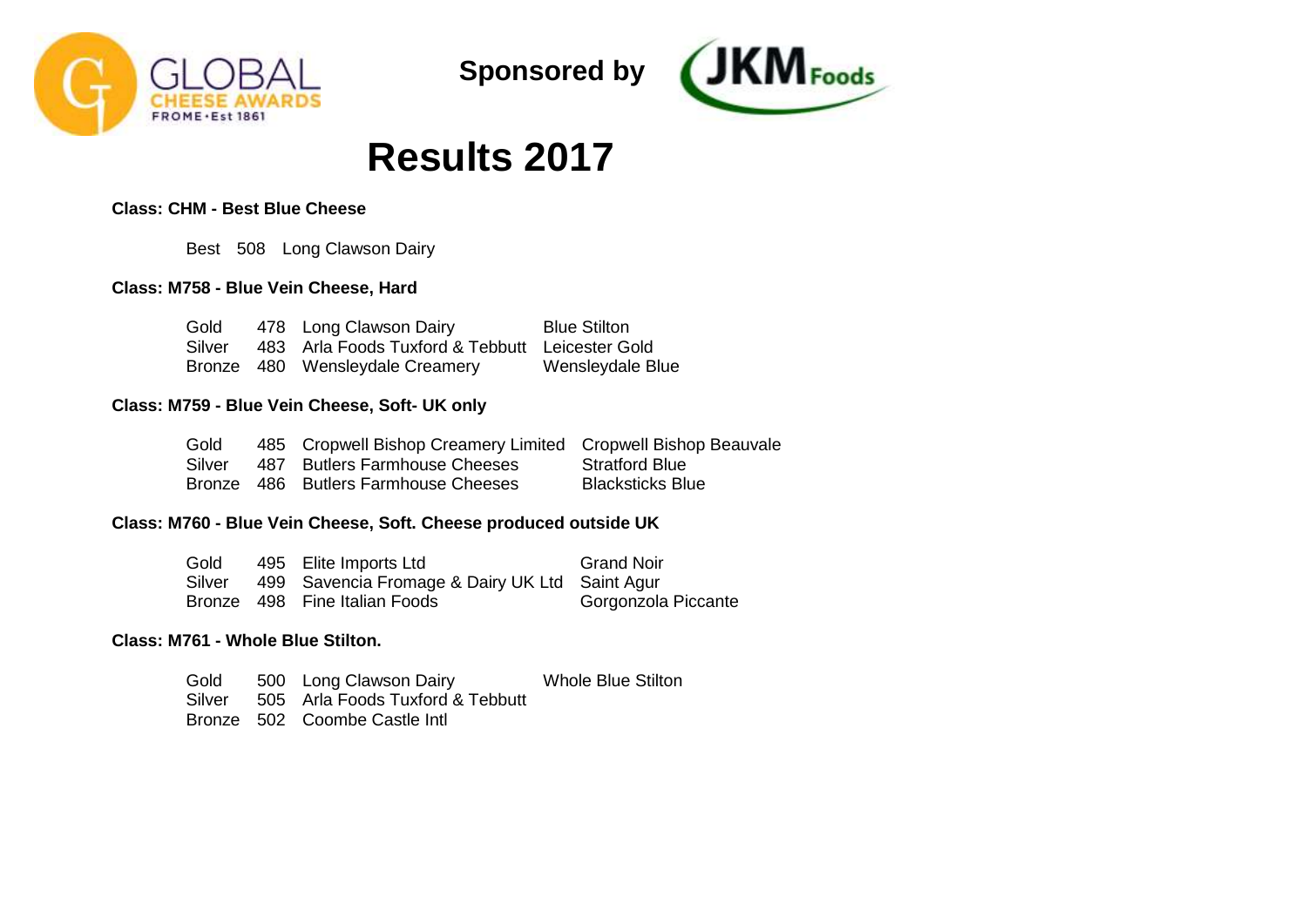GLOBAL CHEESE AWARDS FROME • Est 1861

**Sponsored by** JKM Foods

# Results 2017

**Class: CHM - Best Blue Cheese**

| | | |
|---|---|---|
| Best | 508 | Long Clawson Dairy |

**Class: M758 - Blue Vein Cheese, Hard**

| | | | |
|---|---|---|---|
| Gold | 478 | Long Clawson Dairy | Blue Stilton |
| Silver | 483 | Arla Foods Tuxford & Tebbutt | Leicester Gold |
| Bronze | 480 | Wensleydale Creamery | Wensleydale Blue |

**Class: M759 - Blue Vein Cheese, Soft- UK only**

| | | | |
|---|---|---|---|
| Gold | 485 | Cropwell Bishop Creamery Limited | Cropwell Bishop Beauvale |
| Silver | 487 | Butlers Farmhouse Cheeses | Stratford Blue |
| Bronze | 486 | Butlers Farmhouse Cheeses | Blacksticks Blue |

**Class: M760 - Blue Vein Cheese, Soft. Cheese produced outside UK**

| | | | |
|---|---|---|---|
| Gold | 495 | Elite Imports Ltd | Grand Noir |
| Silver | 499 | Savencia Fromage & Dairy UK Ltd | Saint Agur |
| Bronze | 498 | Fine Italian Foods | Gorgonzola Piccante |

**Class: M761 - Whole Blue Stilton.**

| | | | |
|---|---|---|---|
| Gold | 500 | Long Clawson Dairy | Whole Blue Stilton |
| Silver | 505 | Arla Foods Tuxford & Tebbutt | |
| Bronze | 502 | Coombe Castle Intl | |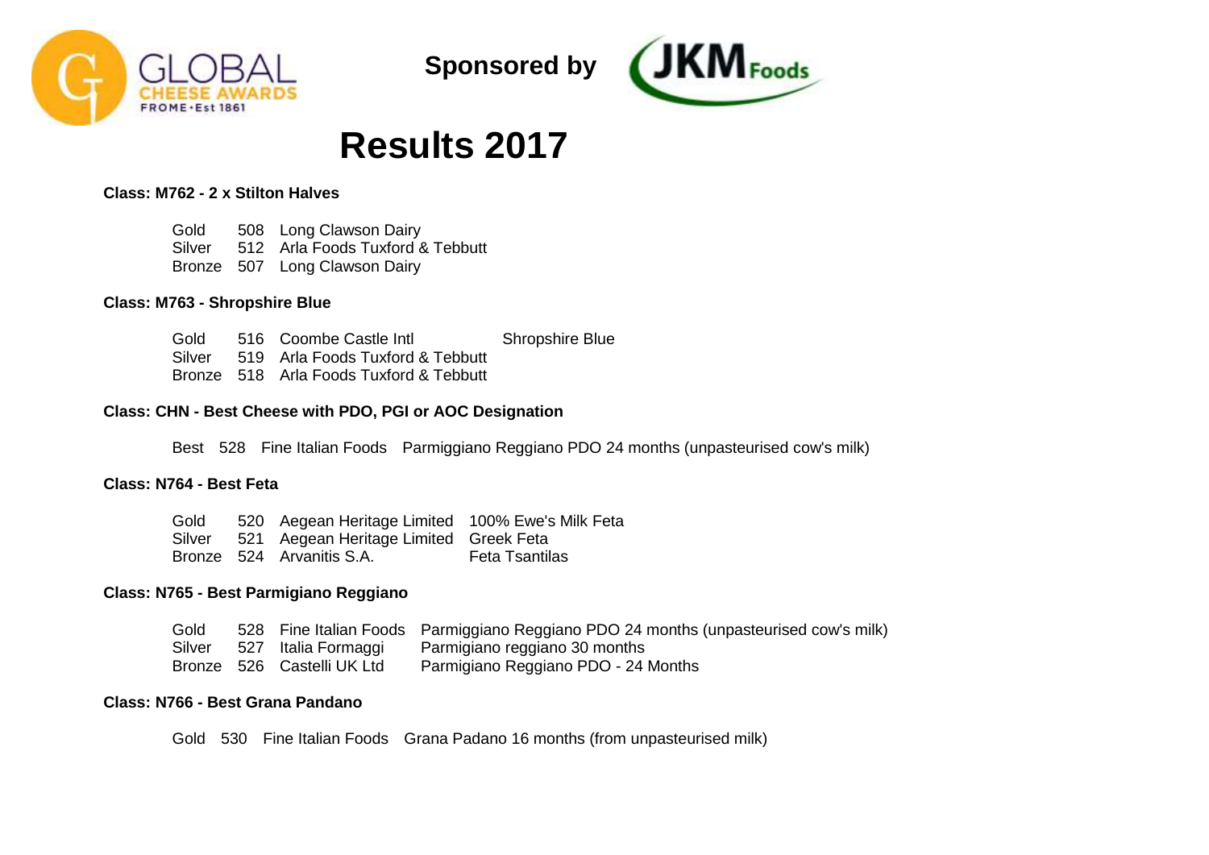Sponsored by

# Results 2017

**Class: M762 - 2 x Stilton Halves**

| | | |
|---|---|---|
| Gold | 508 | Long Clawson Dairy |
| Silver | 512 | Arla Foods Tuxford & Tebbutt |
| Bronze | 507 | Long Clawson Dairy |

**Class: M763 - Shropshire Blue**

| | | | |
|---|---|---|---|
| Gold | 516 | Coombe Castle Intl | Shropshire Blue |
| Silver | 519 | Arla Foods Tuxford & Tebbutt | |
| Bronze | 518 | Arla Foods Tuxford & Tebbutt | |

**Class: CHN - Best Cheese with PDO, PGI or AOC Designation**

| | | | |
|---|---|---|---|
| Best | 528 | Fine Italian Foods | Parmiggiano Reggiano PDO 24 months (unpasteurised cow's milk) |

**Class: N764 - Best Feta**

| | | | |
|---|---|---|---|
| Gold | 520 | Aegean Heritage Limited | 100% Ewe's Milk Feta |
| Silver | 521 | Aegean Heritage Limited | Greek Feta |
| Bronze | 524 | Arvanitis S.A. | Feta Tsantilas |

**Class: N765 - Best Parmigiano Reggiano**

| | | | |
|---|---|---|---|
| Gold | 528 | Fine Italian Foods | Parmiggiano Reggiano PDO 24 months (unpasteurised cow's milk) |
| Silver | 527 | Italia Formaggi | Parmigiano reggiano 30 months |
| Bronze | 526 | Castelli UK Ltd | Parmigiano Reggiano PDO - 24 Months |

**Class: N766 - Best Grana Pandano**

| | | | |
|---|---|---|---|
| Gold | 530 | Fine Italian Foods | Grana Padano 16 months (from unpasteurised milk) |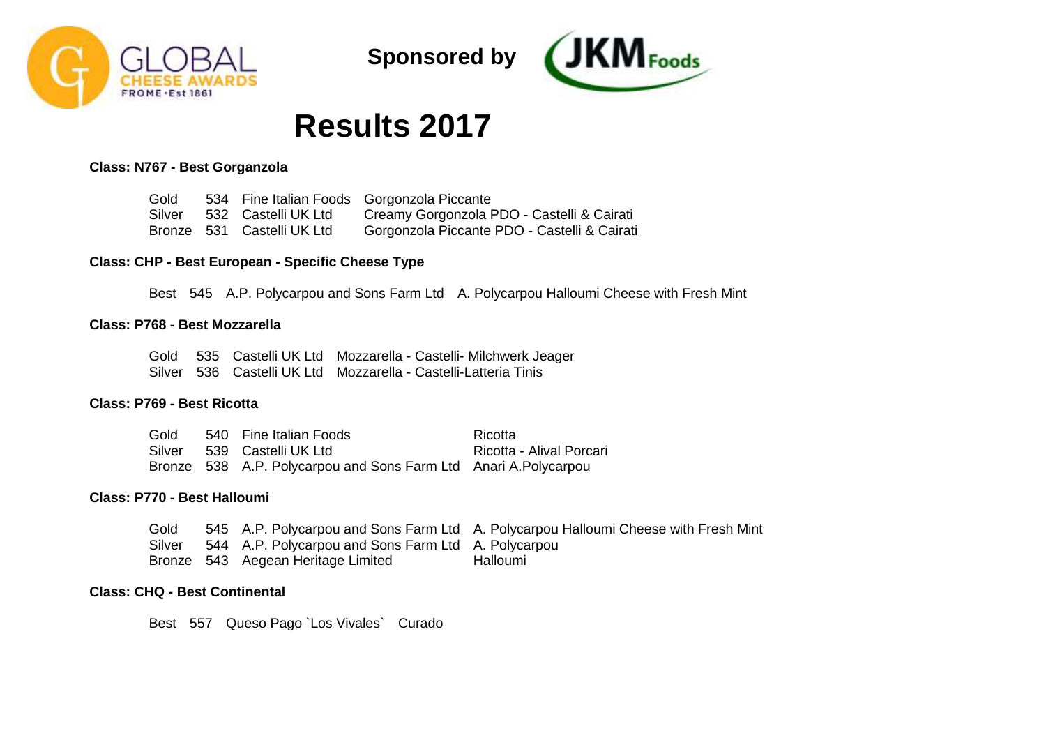Sponsored by

# Results 2017

**Class: N767 - Best Gorganzola**

| | | | |
|---|---|---|---|
| Gold | 534 | Fine Italian Foods | Gorgonzola Piccante |
| Silver | 532 | Castelli UK Ltd | Creamy Gorgonzola PDO - Castelli & Cairati |
| Bronze | 531 | Castelli UK Ltd | Gorgonzola Piccante PDO - Castelli & Cairati |

**Class: CHP - Best European - Specific Cheese Type**

| | | | |
|---|---|---|---|
| Best | 545 | A.P. Polycarpou and Sons Farm Ltd | A. Polycarpou Halloumi Cheese with Fresh Mint |

**Class: P768 - Best Mozzarella**

| | | | |
|---|---|---|---|
| Gold | 535 | Castelli UK Ltd | Mozzarella - Castelli- Milchwerk Jeager |
| Silver | 536 | Castelli UK Ltd | Mozzarella - Castelli-Latteria Tinis |

**Class: P769 - Best Ricotta**

| | | | |
|---|---|---|---|
| Gold | 540 | Fine Italian Foods | Ricotta |
| Silver | 539 | Castelli UK Ltd | Ricotta - Alival Porcari |
| Bronze | 538 | A.P. Polycarpou and Sons Farm Ltd | Anari A.Polycarpou |

**Class: P770 - Best Halloumi**

| | | | |
|---|---|---|---|
| Gold | 545 | A.P. Polycarpou and Sons Farm Ltd | A. Polycarpou Halloumi Cheese with Fresh Mint |
| Silver | 544 | A.P. Polycarpou and Sons Farm Ltd | A. Polycarpou |
| Bronze | 543 | Aegean Heritage Limited | Halloumi |

**Class: CHQ - Best Continental**

| | | | |
|---|---|---|---|
| Best | 557 | Queso Pago `Los Vivales` | Curado |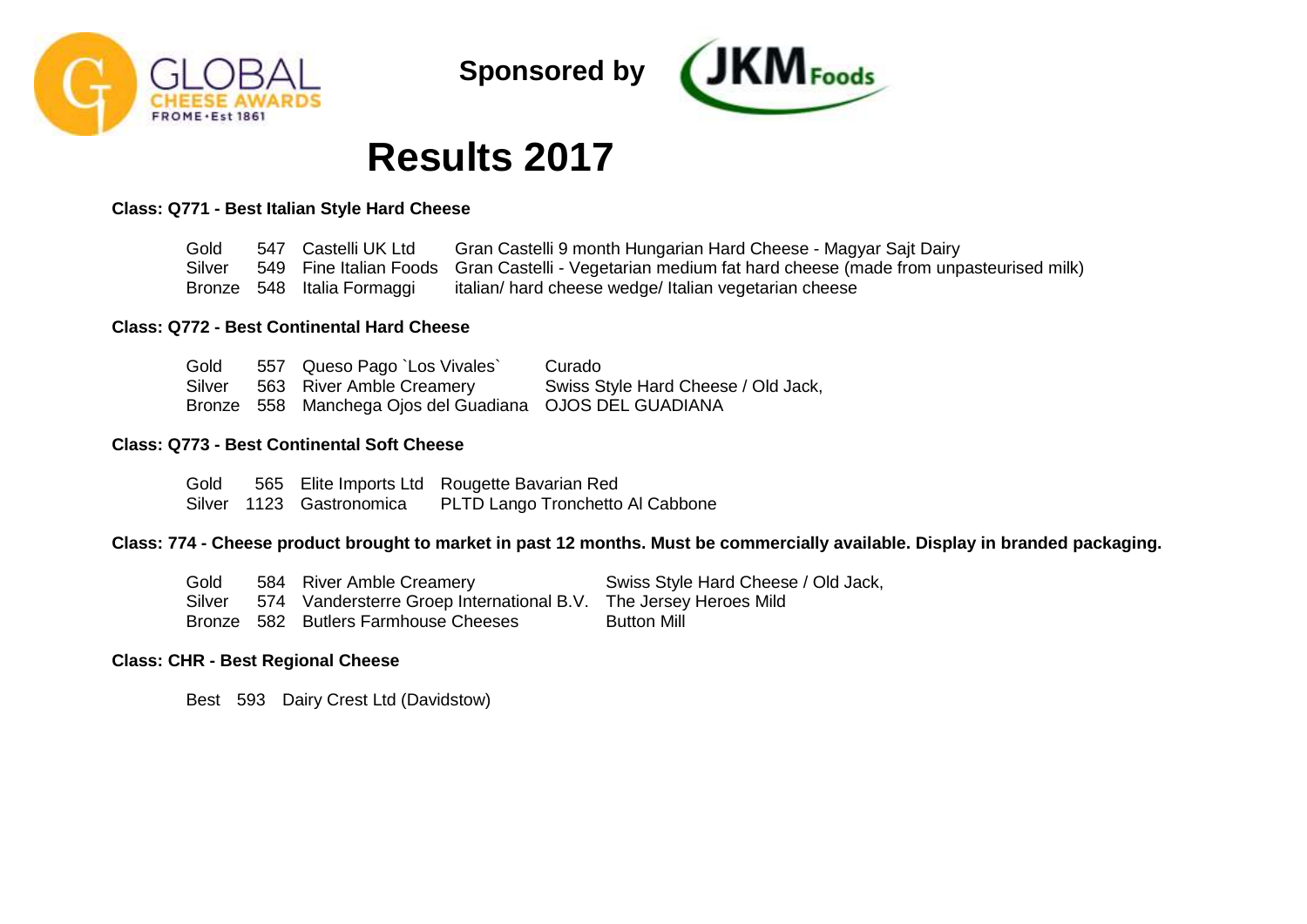Sponsored by

# Results 2017

**Class: Q771 - Best Italian Style Hard Cheese**

| | | | |
|---|---|---|---|
| Gold | 547 | Castelli UK Ltd | Gran Castelli 9 month Hungarian Hard Cheese - Magyar Sajt Dairy |
| Silver | 549 | Fine Italian Foods | Gran Castelli - Vegetarian medium fat hard cheese (made from unpasteurised milk) |
| Bronze | 548 | Italia Formaggi | italian/ hard cheese wedge/ Italian vegetarian cheese |

**Class: Q772 - Best Continental Hard Cheese**

| | | | |
|---|---|---|---|
| Gold | 557 | Queso Pago `Los Vivales` | Curado |
| Silver | 563 | River Amble Creamery | Swiss Style Hard Cheese / Old Jack, |
| Bronze | 558 | Manchega Ojos del Guadiana | OJOS DEL GUADIANA |

**Class: Q773 - Best Continental Soft Cheese**

| | | | |
|---|---|---|---|
| Gold | 565 | Elite Imports Ltd | Rougette Bavarian Red |
| Silver | 1123 | Gastronomica | PLTD Lango Tronchetto Al Cabbone |

**Class: 774 - Cheese product brought to market in past 12 months. Must be commercially available. Display in branded packaging.**

| | | | |
|---|---|---|---|
| Gold | 584 | River Amble Creamery | Swiss Style Hard Cheese / Old Jack, |
| Silver | 574 | Vandersterre Groep International B.V. | The Jersey Heroes Mild |
| Bronze | 582 | Butlers Farmhouse Cheeses | Button Mill |

**Class: CHR - Best Regional Cheese**

| | | |
|---|---|---|
| Best | 593 | Dairy Crest Ltd (Davidstow) |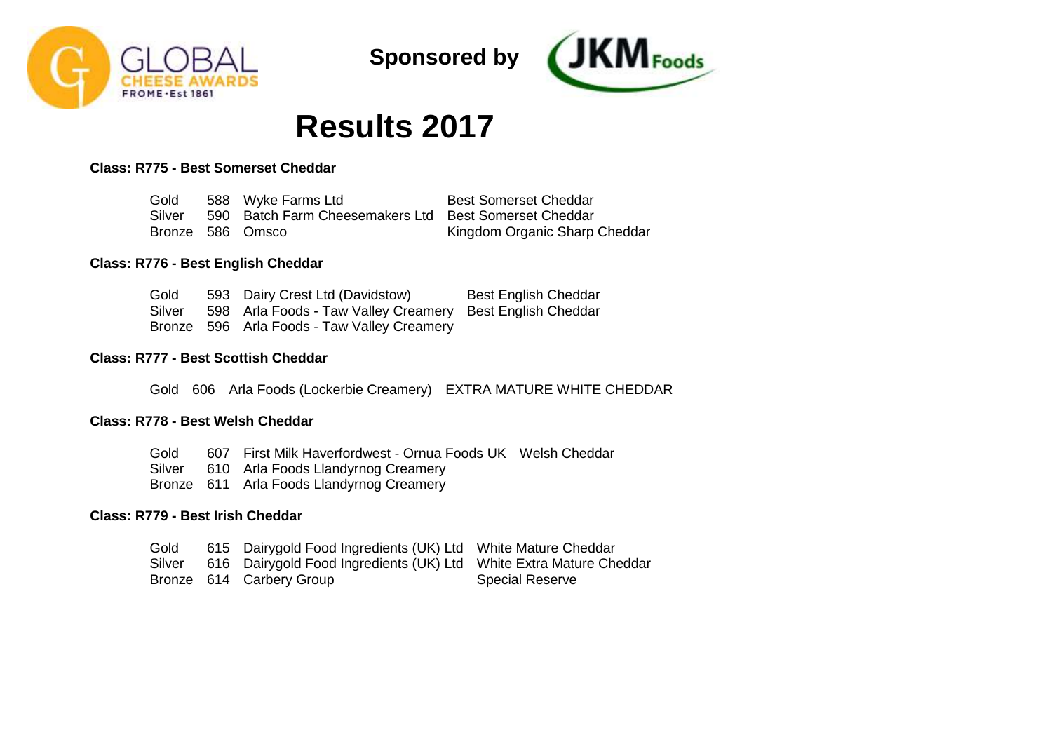GLOBAL CHEESE AWARDS
FROME • Est 1861

**Sponsored by** JKM Foods

# Results 2017

### Class: R775 - Best Somerset Cheddar

| | | | |
|---|---|---|---|
| Gold | 588 | Wyke Farms Ltd | Best Somerset Cheddar |
| Silver | 590 | Batch Farm Cheesemakers Ltd | Best Somerset Cheddar |
| Bronze | 586 | Omsco | Kingdom Organic Sharp Cheddar |

### Class: R776 - Best English Cheddar

| | | | |
|---|---|---|---|
| Gold | 593 | Dairy Crest Ltd (Davidstow) | Best English Cheddar |
| Silver | 598 | Arla Foods - Taw Valley Creamery | Best English Cheddar |
| Bronze | 596 | Arla Foods - Taw Valley Creamery | |

### Class: R777 - Best Scottish Cheddar

| | | | |
|---|---|---|---|
| Gold | 606 | Arla Foods (Lockerbie Creamery) | EXTRA MATURE WHITE CHEDDAR |

### Class: R778 - Best Welsh Cheddar

| | | | |
|---|---|---|---|
| Gold | 607 | First Milk Haverfordwest - Ornua Foods UK | Welsh Cheddar |
| Silver | 610 | Arla Foods Llandyrnog Creamery | |
| Bronze | 611 | Arla Foods Llandyrnog Creamery | |

### Class: R779 - Best Irish Cheddar

| | | | |
|---|---|---|---|
| Gold | 615 | Dairygold Food Ingredients (UK) Ltd | White Mature Cheddar |
| Silver | 616 | Dairygold Food Ingredients (UK) Ltd | White Extra Mature Cheddar |
| Bronze | 614 | Carbery Group | Special Reserve |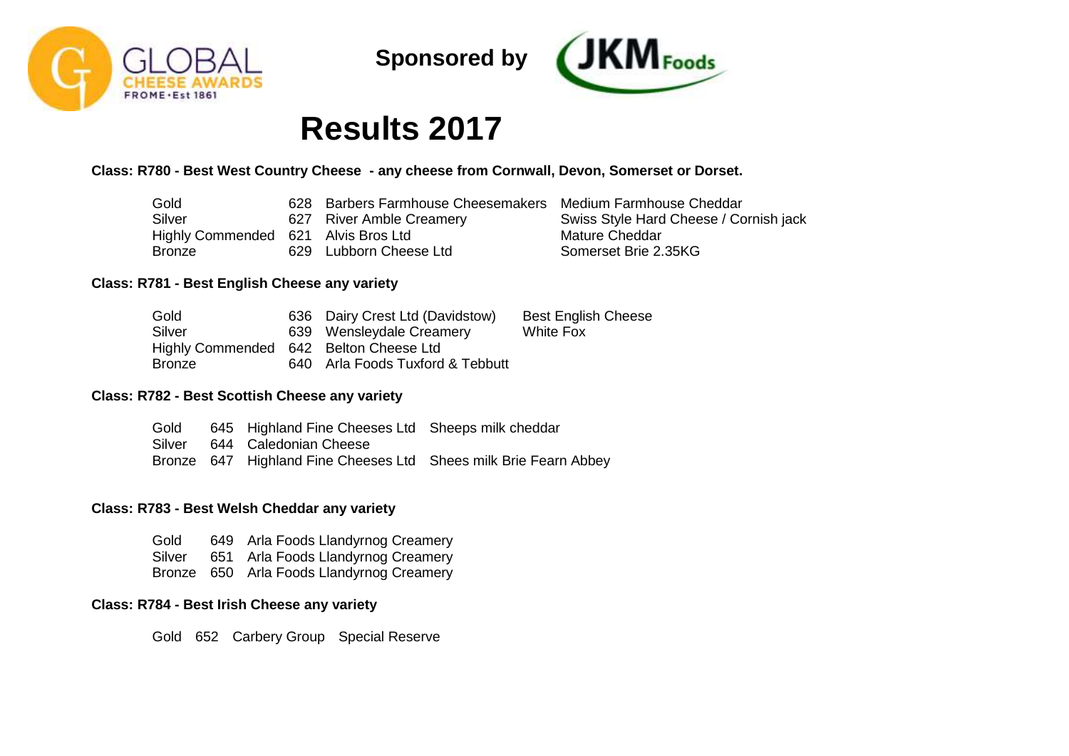GLOBAL CHEESE AWARDS FROME • Est 1861

**Sponsored by** JKM Foods

# Results 2017

**Class: R780 - Best West Country Cheese - any cheese from Cornwall, Devon, Somerset or Dorset.**

| Award | No. | Exhibitor | Cheese |
|---|---|---|---|
| Gold | 628 | Barbers Farmhouse Cheesemakers | Medium Farmhouse Cheddar |
| Silver | 627 | River Amble Creamery | Swiss Style Hard Cheese / Cornish jack |
| Highly Commended | 621 | Alvis Bros Ltd | Mature Cheddar |
| Bronze | 629 | Lubborn Cheese Ltd | Somerset Brie 2.35KG |

**Class: R781 - Best English Cheese any variety**

| Award | No. | Exhibitor | Cheese |
|---|---|---|---|
| Gold | 636 | Dairy Crest Ltd (Davidstow) | Best English Cheese |
| Silver | 639 | Wensleydale Creamery | White Fox |
| Highly Commended | 642 | Belton Cheese Ltd | |
| Bronze | 640 | Arla Foods Tuxford & Tebbutt | |

**Class: R782 - Best Scottish Cheese any variety**

| Award | No. | Exhibitor | Cheese |
|---|---|---|---|
| Gold | 645 | Highland Fine Cheeses Ltd | Sheeps milk cheddar |
| Silver | 644 | Caledonian Cheese | |
| Bronze | 647 | Highland Fine Cheeses Ltd | Shees milk Brie Fearn Abbey |

**Class: R783 - Best Welsh Cheddar any variety**

| Award | No. | Exhibitor |
|---|---|---|
| Gold | 649 | Arla Foods Llandyrnog Creamery |
| Silver | 651 | Arla Foods Llandyrnog Creamery |
| Bronze | 650 | Arla Foods Llandyrnog Creamery |

**Class: R784 - Best Irish Cheese any variety**

| Award | No. | Exhibitor | Cheese |
|---|---|---|---|
| Gold | 652 | Carbery Group | Special Reserve |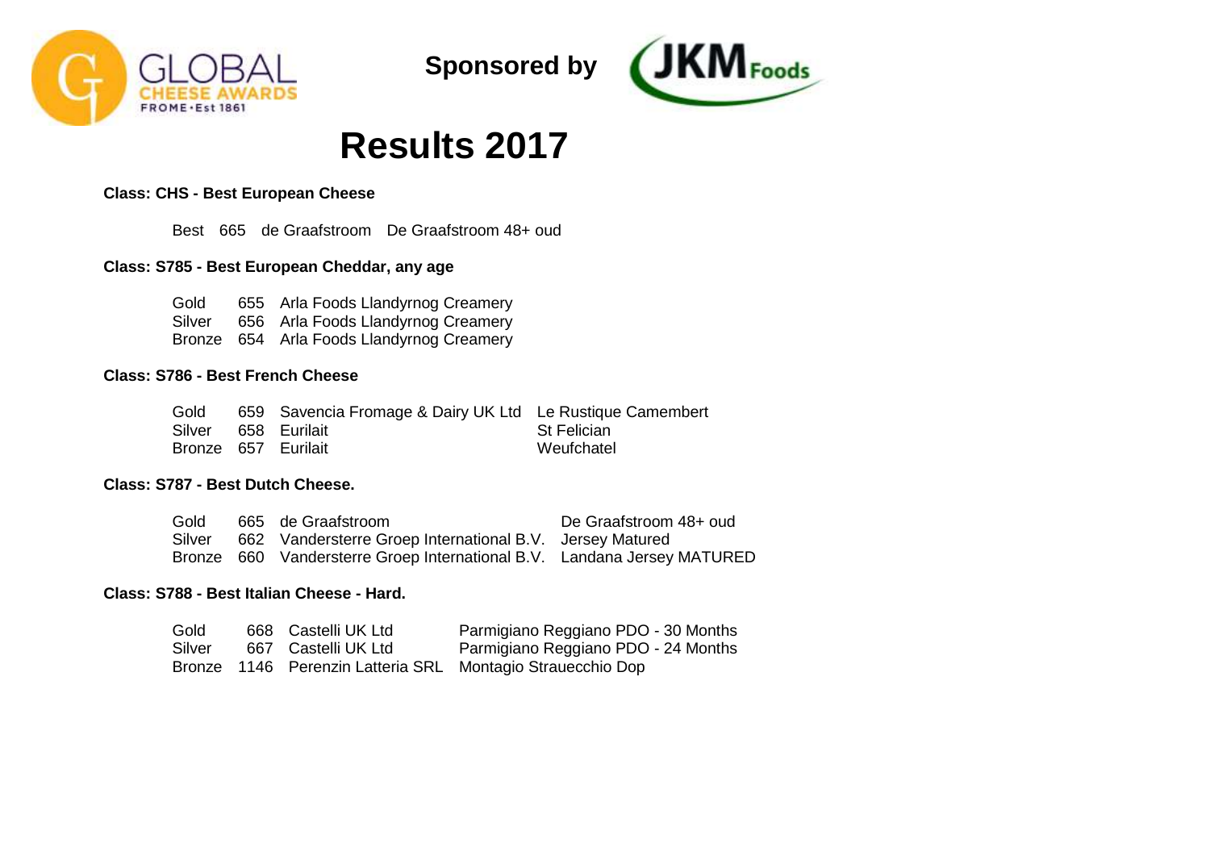Sponsored by

# Results 2017

**Class: CHS - Best European Cheese**

| | | | |
|---|---|---|---|
| Best | 665 | de Graafstroom | De Graafstroom 48+ oud |

**Class: S785 - Best European Cheddar, any age**

| | | |
|---|---|---|
| Gold | 655 | Arla Foods Llandyrnog Creamery |
| Silver | 656 | Arla Foods Llandyrnog Creamery |
| Bronze | 654 | Arla Foods Llandyrnog Creamery |

**Class: S786 - Best French Cheese**

| | | | |
|---|---|---|---|
| Gold | 659 | Savencia Fromage & Dairy UK Ltd | Le Rustique Camembert |
| Silver | 658 | Eurilait | St Felician |
| Bronze | 657 | Eurilait | Weufchatel |

**Class: S787 - Best Dutch Cheese.**

| | | | |
|---|---|---|---|
| Gold | 665 | de Graafstroom | De Graafstroom 48+ oud |
| Silver | 662 | Vandersterre Groep International B.V. | Jersey Matured |
| Bronze | 660 | Vandersterre Groep International B.V. | Landana Jersey MATURED |

**Class: S788 - Best Italian Cheese - Hard.**

| | | | |
|---|---|---|---|
| Gold | 668 | Castelli UK Ltd | Parmigiano Reggiano PDO - 30 Months |
| Silver | 667 | Castelli UK Ltd | Parmigiano Reggiano PDO - 24 Months |
| Bronze | 1146 | Perenzin Latteria SRL | Montagio Strauecchio Dop |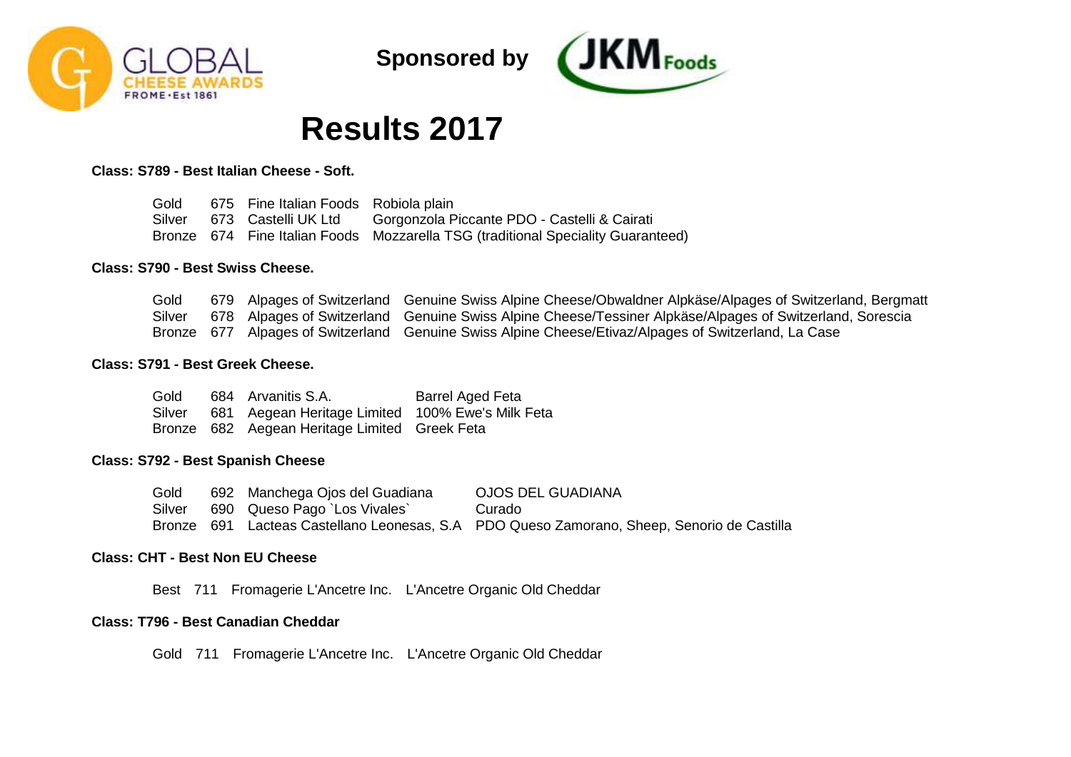Sponsored by

# Results 2017

**Class: S789 - Best Italian Cheese - Soft.**

| | | | |
|---|---|---|---|
| Gold | 675 | Fine Italian Foods | Robiola plain |
| Silver | 673 | Castelli UK Ltd | Gorgonzola Piccante PDO - Castelli & Cairati |
| Bronze | 674 | Fine Italian Foods | Mozzarella TSG (traditional Speciality Guaranteed) |

**Class: S790 - Best Swiss Cheese.**

| | | | |
|---|---|---|---|
| Gold | 679 | Alpages of Switzerland | Genuine Swiss Alpine Cheese/Obwaldner Alpkäse/Alpages of Switzerland, Bergmatt |
| Silver | 678 | Alpages of Switzerland | Genuine Swiss Alpine Cheese/Tessiner Alpkäse/Alpages of Switzerland, Sorescia |
| Bronze | 677 | Alpages of Switzerland | Genuine Swiss Alpine Cheese/Etivaz/Alpages of Switzerland, La Case |

**Class: S791 - Best Greek Cheese.**

| | | | |
|---|---|---|---|
| Gold | 684 | Arvanitis S.A. | Barrel Aged Feta |
| Silver | 681 | Aegean Heritage Limited | 100% Ewe's Milk Feta |
| Bronze | 682 | Aegean Heritage Limited | Greek Feta |

**Class: S792 - Best Spanish Cheese**

| | | | |
|---|---|---|---|
| Gold | 692 | Manchega Ojos del Guadiana | OJOS DEL GUADIANA |
| Silver | 690 | Queso Pago `Los Vivales` | Curado |
| Bronze | 691 | Lacteas Castellano Leonesas, S.A | PDO Queso Zamorano, Sheep, Senorio de Castilla |

**Class: CHT - Best Non EU Cheese**

| | | | |
|---|---|---|---|
| Best | 711 | Fromagerie L'Ancetre Inc. | L'Ancetre Organic Old Cheddar |

**Class: T796 - Best Canadian Cheddar**

| | | | |
|---|---|---|---|
| Gold | 711 | Fromagerie L'Ancetre Inc. | L'Ancetre Organic Old Cheddar |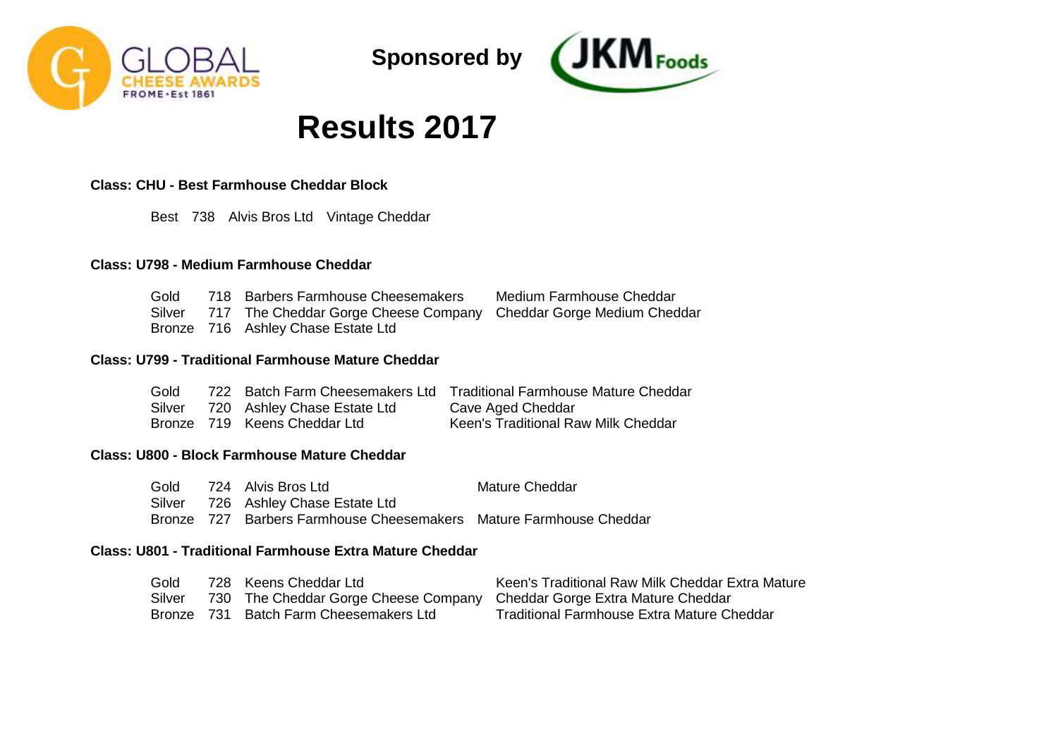Sponsored by

# Results 2017

**Class: CHU - Best Farmhouse Cheddar Block**

| | | | |
|---|---|---|---|
| Best | 738 | Alvis Bros Ltd | Vintage Cheddar |

**Class: U798 - Medium Farmhouse Cheddar**

| | | | |
|---|---|---|---|
| Gold | 718 | Barbers Farmhouse Cheesemakers | Medium Farmhouse Cheddar |
| Silver | 717 | The Cheddar Gorge Cheese Company | Cheddar Gorge Medium Cheddar |
| Bronze | 716 | Ashley Chase Estate Ltd | |

**Class: U799 - Traditional Farmhouse Mature Cheddar**

| | | | |
|---|---|---|---|
| Gold | 722 | Batch Farm Cheesemakers Ltd | Traditional Farmhouse Mature Cheddar |
| Silver | 720 | Ashley Chase Estate Ltd | Cave Aged Cheddar |
| Bronze | 719 | Keens Cheddar Ltd | Keen's Traditional Raw Milk Cheddar |

**Class: U800 - Block Farmhouse Mature Cheddar**

| | | | |
|---|---|---|---|
| Gold | 724 | Alvis Bros Ltd | Mature Cheddar |
| Silver | 726 | Ashley Chase Estate Ltd | |
| Bronze | 727 | Barbers Farmhouse Cheesemakers | Mature Farmhouse Cheddar |

**Class: U801 - Traditional Farmhouse Extra Mature Cheddar**

| | | | |
|---|---|---|---|
| Gold | 728 | Keens Cheddar Ltd | Keen's Traditional Raw Milk Cheddar Extra Mature |
| Silver | 730 | The Cheddar Gorge Cheese Company | Cheddar Gorge Extra Mature Cheddar |
| Bronze | 731 | Batch Farm Cheesemakers Ltd | Traditional Farmhouse Extra Mature Cheddar |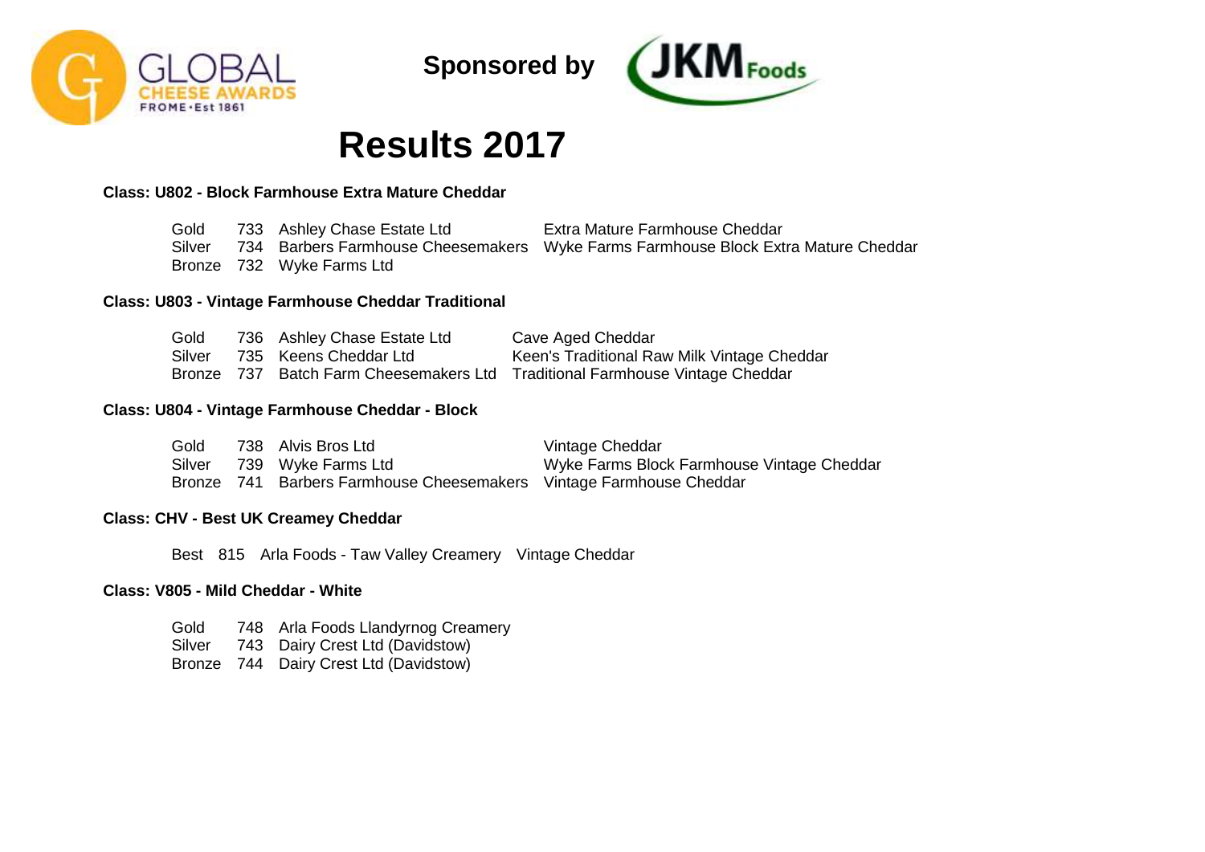GLOBAL CHEESE AWARDS FROME • Est 1861

**Sponsored by** JKM Foods

# Results 2017

**Class: U802 - Block Farmhouse Extra Mature Cheddar**

| | | | |
|---|---|---|---|
| Gold | 733 | Ashley Chase Estate Ltd | Extra Mature Farmhouse Cheddar |
| Silver | 734 | Barbers Farmhouse Cheesemakers | Wyke Farms Farmhouse Block Extra Mature Cheddar |
| Bronze | 732 | Wyke Farms Ltd | |

**Class: U803 - Vintage Farmhouse Cheddar Traditional**

| | | | |
|---|---|---|---|
| Gold | 736 | Ashley Chase Estate Ltd | Cave Aged Cheddar |
| Silver | 735 | Keens Cheddar Ltd | Keen's Traditional Raw Milk Vintage Cheddar |
| Bronze | 737 | Batch Farm Cheesemakers Ltd | Traditional Farmhouse Vintage Cheddar |

**Class: U804 - Vintage Farmhouse Cheddar - Block**

| | | | |
|---|---|---|---|
| Gold | 738 | Alvis Bros Ltd | Vintage Cheddar |
| Silver | 739 | Wyke Farms Ltd | Wyke Farms Block Farmhouse Vintage Cheddar |
| Bronze | 741 | Barbers Farmhouse Cheesemakers | Vintage Farmhouse Cheddar |

**Class: CHV - Best UK Creamey Cheddar**

| | | | |
|---|---|---|---|
| Best | 815 | Arla Foods - Taw Valley Creamery | Vintage Cheddar |

**Class: V805 - Mild Cheddar - White**

| | | |
|---|---|---|
| Gold | 748 | Arla Foods Llandyrnog Creamery |
| Silver | 743 | Dairy Crest Ltd (Davidstow) |
| Bronze | 744 | Dairy Crest Ltd (Davidstow) |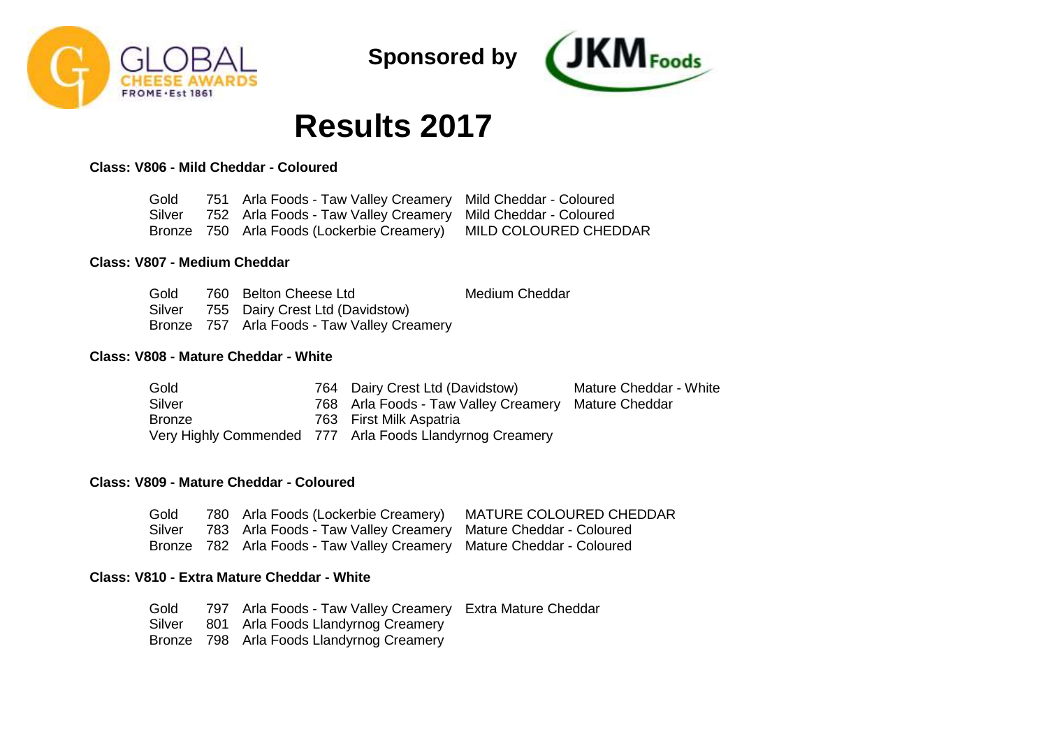Sponsored by

# Results 2017

### Class: V806 - Mild Cheddar - Coloured

| | | | |
|---|---|---|---|
| Gold | 751 | Arla Foods - Taw Valley Creamery | Mild Cheddar - Coloured |
| Silver | 752 | Arla Foods - Taw Valley Creamery | Mild Cheddar - Coloured |
| Bronze | 750 | Arla Foods (Lockerbie Creamery) | MILD COLOURED CHEDDAR |

### Class: V807 - Medium Cheddar

| | | | |
|---|---|---|---|
| Gold | 760 | Belton Cheese Ltd | Medium Cheddar |
| Silver | 755 | Dairy Crest Ltd (Davidstow) | |
| Bronze | 757 | Arla Foods - Taw Valley Creamery | |

### Class: V808 - Mature Cheddar - White

| | | | |
|---|---|---|---|
| Gold | 764 | Dairy Crest Ltd (Davidstow) | Mature Cheddar - White |
| Silver | 768 | Arla Foods - Taw Valley Creamery | Mature Cheddar |
| Bronze | 763 | First Milk Aspatria | |
| Very Highly Commended | 777 | Arla Foods Llandyrnog Creamery | |

### Class: V809 - Mature Cheddar - Coloured

| | | | |
|---|---|---|---|
| Gold | 780 | Arla Foods (Lockerbie Creamery) | MATURE COLOURED CHEDDAR |
| Silver | 783 | Arla Foods - Taw Valley Creamery | Mature Cheddar - Coloured |
| Bronze | 782 | Arla Foods - Taw Valley Creamery | Mature Cheddar - Coloured |

### Class: V810 - Extra Mature Cheddar - White

| | | | |
|---|---|---|---|
| Gold | 797 | Arla Foods - Taw Valley Creamery | Extra Mature Cheddar |
| Silver | 801 | Arla Foods Llandyrnog Creamery | |
| Bronze | 798 | Arla Foods Llandyrnog Creamery | |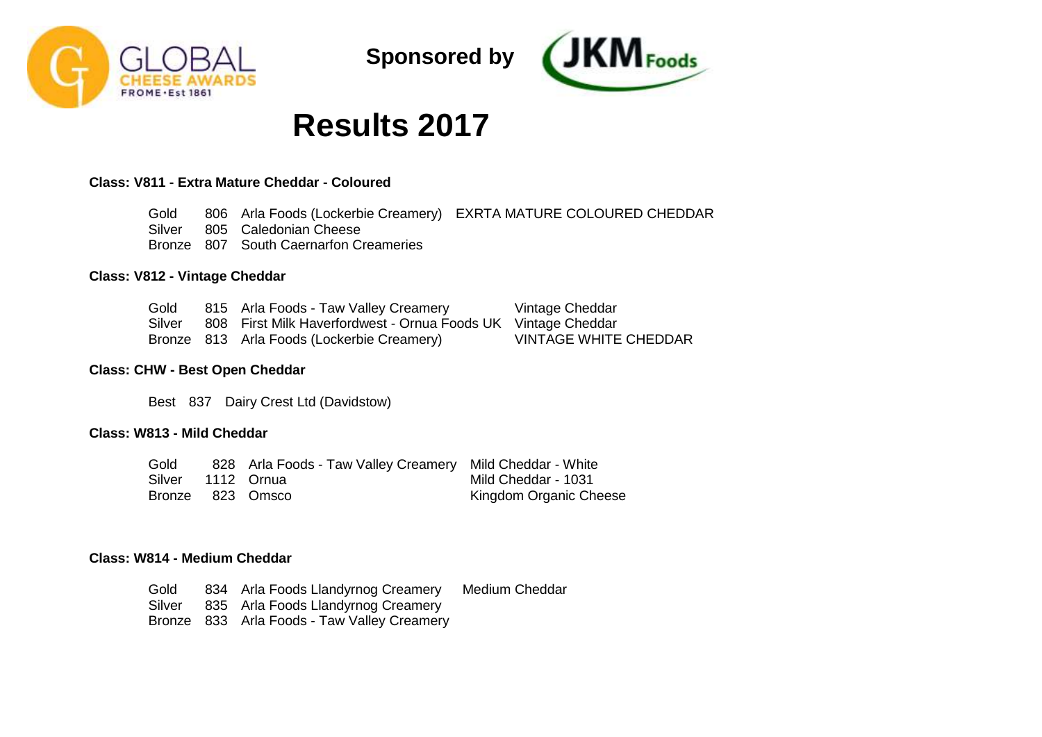GLOBAL CHEESE AWARDS FROME • Est 1861

**Sponsored by** JKM Foods

# Results 2017

**Class: V811 - Extra Mature Cheddar - Coloured**

| | | | |
|---|---|---|---|
| Gold | 806 | Arla Foods (Lockerbie Creamery) | EXRTA MATURE COLOURED CHEDDAR |
| Silver | 805 | Caledonian Cheese | |
| Bronze | 807 | South Caernarfon Creameries | |

**Class: V812 - Vintage Cheddar**

| | | | |
|---|---|---|---|
| Gold | 815 | Arla Foods - Taw Valley Creamery | Vintage Cheddar |
| Silver | 808 | First Milk Haverfordwest - Ornua Foods UK | Vintage Cheddar |
| Bronze | 813 | Arla Foods (Lockerbie Creamery) | VINTAGE WHITE CHEDDAR |

**Class: CHW - Best Open Cheddar**

| | | |
|---|---|---|
| Best | 837 | Dairy Crest Ltd (Davidstow) |

**Class: W813 - Mild Cheddar**

| | | | |
|---|---|---|---|
| Gold | 828 | Arla Foods - Taw Valley Creamery | Mild Cheddar - White |
| Silver | 1112 | Ornua | Mild Cheddar - 1031 |
| Bronze | 823 | Omsco | Kingdom Organic Cheese |

**Class: W814 - Medium Cheddar**

| | | | |
|---|---|---|---|
| Gold | 834 | Arla Foods Llandyrnog Creamery | Medium Cheddar |
| Silver | 835 | Arla Foods Llandyrnog Creamery | |
| Bronze | 833 | Arla Foods - Taw Valley Creamery | |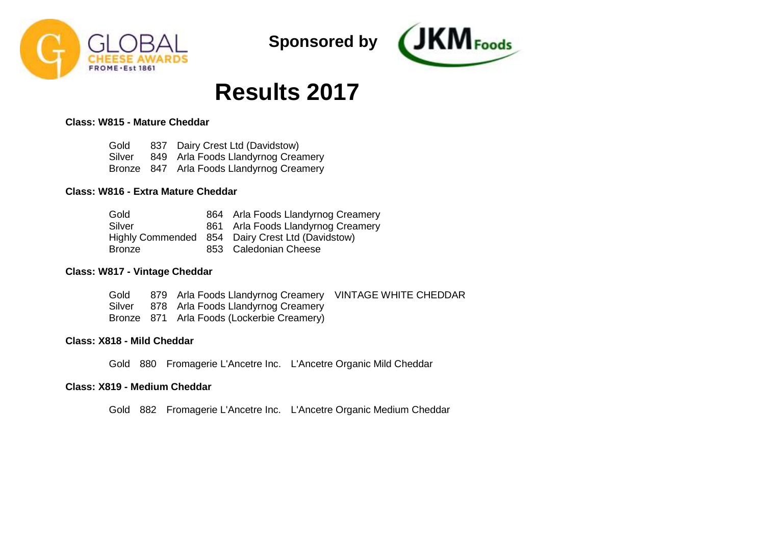GLOBAL CHEESE AWARDS
FROME • Est 1861

**Sponsored by** JKM Foods

# Results 2017

### Class: W815 - Mature Cheddar

| | | |
|---|---|---|
| Gold | 837 | Dairy Crest Ltd (Davidstow) |
| Silver | 849 | Arla Foods Llandyrnog Creamery |
| Bronze | 847 | Arla Foods Llandyrnog Creamery |

### Class: W816 - Extra Mature Cheddar

| | | |
|---|---|---|
| Gold | 864 | Arla Foods Llandyrnog Creamery |
| Silver | 861 | Arla Foods Llandyrnog Creamery |
| Highly Commended | 854 | Dairy Crest Ltd (Davidstow) |
| Bronze | 853 | Caledonian Cheese |

### Class: W817 - Vintage Cheddar

| | | | |
|---|---|---|---|
| Gold | 879 | Arla Foods Llandyrnog Creamery | VINTAGE WHITE CHEDDAR |
| Silver | 878 | Arla Foods Llandyrnog Creamery | |
| Bronze | 871 | Arla Foods (Lockerbie Creamery) | |

### Class: X818 - Mild Cheddar

| | | | |
|---|---|---|---|
| Gold | 880 | Fromagerie L'Ancetre Inc. | L'Ancetre Organic Mild Cheddar |

### Class: X819 - Medium Cheddar

| | | | |
|---|---|---|---|
| Gold | 882 | Fromagerie L'Ancetre Inc. | L'Ancetre Organic Medium Cheddar |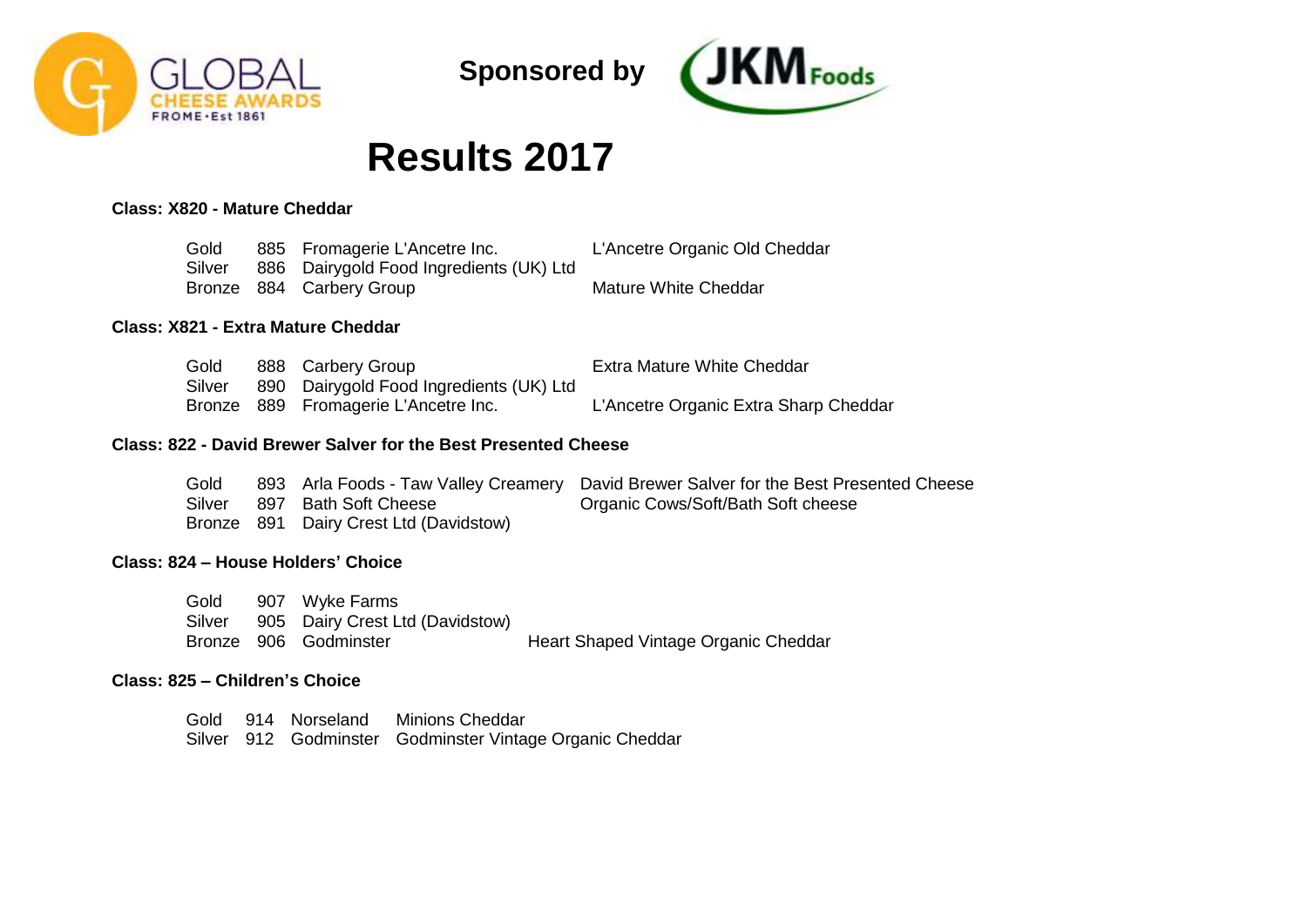GLOBAL CHEESE AWARDS FROME • Est 1861

Sponsored by JKM Foods

# Results 2017

**Class: X820 - Mature Cheddar**

| Award | No. | Exhibitor | Cheese |
|---|---|---|---|
| Gold | 885 | Fromagerie L'Ancetre Inc. | L'Ancetre Organic Old Cheddar |
| Silver | 886 | Dairygold Food Ingredients (UK) Ltd | |
| Bronze | 884 | Carbery Group | Mature White Cheddar |

**Class: X821 - Extra Mature Cheddar**

| Award | No. | Exhibitor | Cheese |
|---|---|---|---|
| Gold | 888 | Carbery Group | Extra Mature White Cheddar |
| Silver | 890 | Dairygold Food Ingredients (UK) Ltd | |
| Bronze | 889 | Fromagerie L'Ancetre Inc. | L'Ancetre Organic Extra Sharp Cheddar |

**Class: 822 - David Brewer Salver for the Best Presented Cheese**

| Award | No. | Exhibitor | Cheese |
|---|---|---|---|
| Gold | 893 | Arla Foods - Taw Valley Creamery | David Brewer Salver for the Best Presented Cheese |
| Silver | 897 | Bath Soft Cheese | Organic Cows/Soft/Bath Soft cheese |
| Bronze | 891 | Dairy Crest Ltd (Davidstow) | |

**Class: 824 – House Holders' Choice**

| Award | No. | Exhibitor | Cheese |
|---|---|---|---|
| Gold | 907 | Wyke Farms | |
| Silver | 905 | Dairy Crest Ltd (Davidstow) | |
| Bronze | 906 | Godminster | Heart Shaped Vintage Organic Cheddar |

**Class: 825 – Children's Choice**

| Award | No. | Exhibitor | Cheese |
|---|---|---|---|
| Gold | 914 | Norseland | Minions Cheddar |
| Silver | 912 | Godminster | Godminster Vintage Organic Cheddar |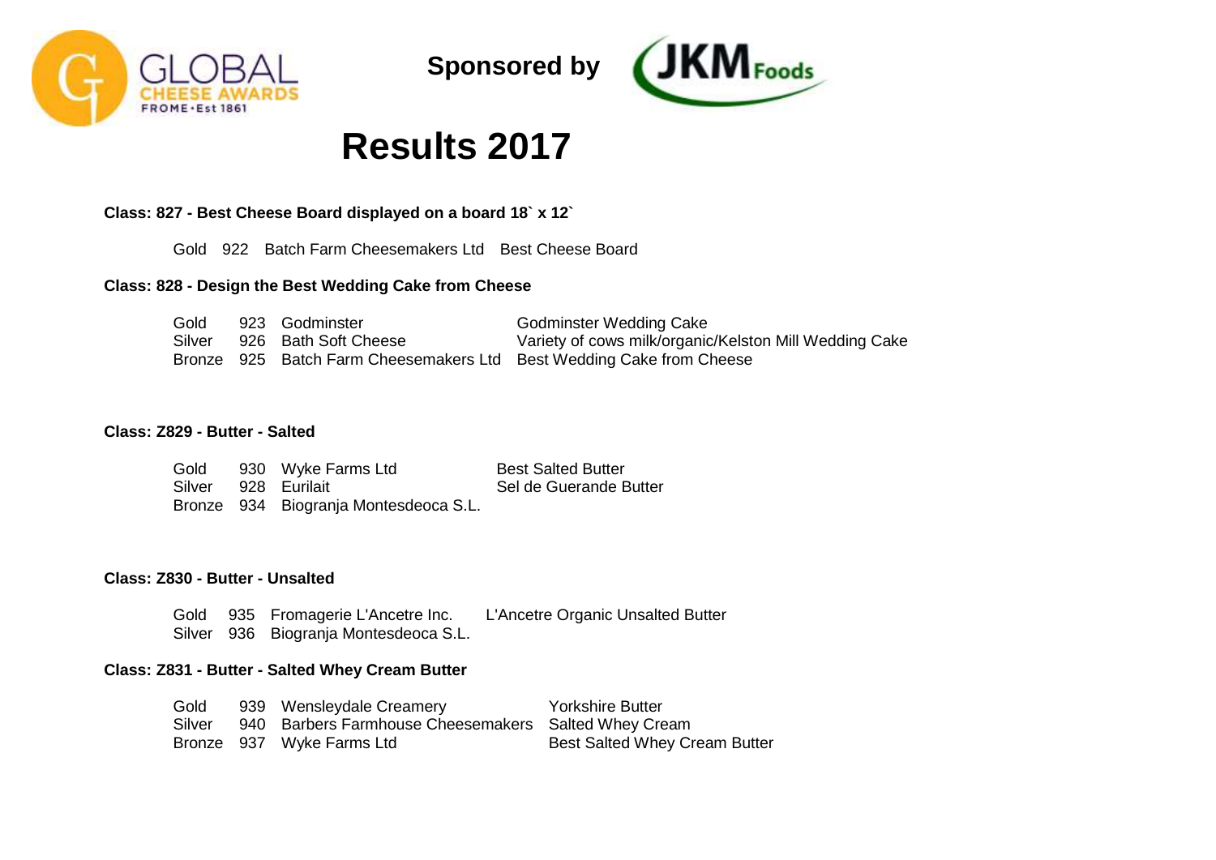GLOBAL CHEESE AWARDS FROME • Est 1861

**Sponsored by** JKM Foods

# Results 2017

**Class: 827 - Best Cheese Board displayed on a board 18` x 12`**

| Award | No. | Exhibitor | Entry |
|---|---|---|---|
| Gold | 922 | Batch Farm Cheesemakers Ltd | Best Cheese Board |

**Class: 828 - Design the Best Wedding Cake from Cheese**

| Award | No. | Exhibitor | Entry |
|---|---|---|---|
| Gold | 923 | Godminster | Godminster Wedding Cake |
| Silver | 926 | Bath Soft Cheese | Variety of cows milk/organic/Kelston Mill Wedding Cake |
| Bronze | 925 | Batch Farm Cheesemakers Ltd | Best Wedding Cake from Cheese |

**Class: Z829 - Butter - Salted**

| Award | No. | Exhibitor | Entry |
|---|---|---|---|
| Gold | 930 | Wyke Farms Ltd | Best Salted Butter |
| Silver | 928 | Eurilait | Sel de Guerande Butter |
| Bronze | 934 | Biogranja Montesdeoca S.L. | |

**Class: Z830 - Butter - Unsalted**

| Award | No. | Exhibitor | Entry |
|---|---|---|---|
| Gold | 935 | Fromagerie L'Ancetre Inc. | L'Ancetre Organic Unsalted Butter |
| Silver | 936 | Biogranja Montesdeoca S.L. | |

**Class: Z831 - Butter - Salted Whey Cream Butter**

| Award | No. | Exhibitor | Entry |
|---|---|---|---|
| Gold | 939 | Wensleydale Creamery | Yorkshire Butter |
| Silver | 940 | Barbers Farmhouse Cheesemakers | Salted Whey Cream |
| Bronze | 937 | Wyke Farms Ltd | Best Salted Whey Cream Butter |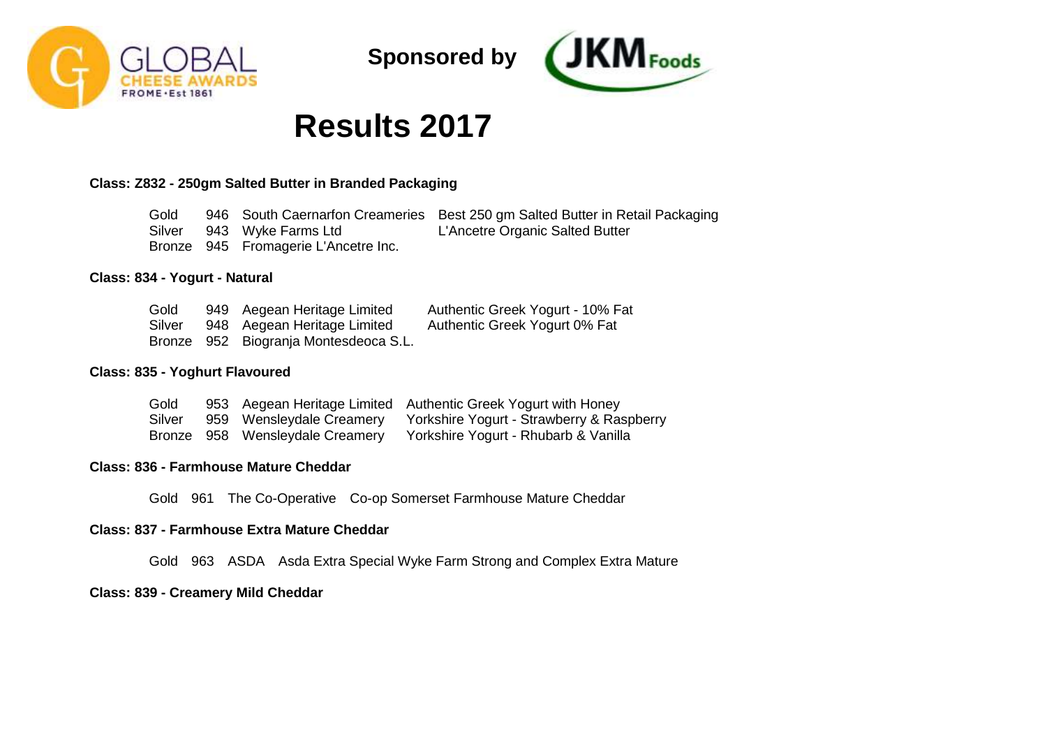Sponsored by

# Results 2017

### Class: Z832 - 250gm Salted Butter in Branded Packaging

| | | | |
|---|---|---|---|
| Gold | 946 | South Caernarfon Creameries | Best 250 gm Salted Butter in Retail Packaging |
| Silver | 943 | Wyke Farms Ltd | L'Ancetre Organic Salted Butter |
| Bronze | 945 | Fromagerie L'Ancetre Inc. | |

### Class: 834 - Yogurt - Natural

| | | | |
|---|---|---|---|
| Gold | 949 | Aegean Heritage Limited | Authentic Greek Yogurt - 10% Fat |
| Silver | 948 | Aegean Heritage Limited | Authentic Greek Yogurt 0% Fat |
| Bronze | 952 | Biogranja Montesdeoca S.L. | |

### Class: 835 - Yoghurt Flavoured

| | | | |
|---|---|---|---|
| Gold | 953 | Aegean Heritage Limited | Authentic Greek Yogurt with Honey |
| Silver | 959 | Wensleydale Creamery | Yorkshire Yogurt - Strawberry & Raspberry |
| Bronze | 958 | Wensleydale Creamery | Yorkshire Yogurt - Rhubarb & Vanilla |

### Class: 836 - Farmhouse Mature Cheddar

| | | | |
|---|---|---|---|
| Gold | 961 | The Co-Operative | Co-op Somerset Farmhouse Mature Cheddar |

### Class: 837 - Farmhouse Extra Mature Cheddar

| | | | |
|---|---|---|---|
| Gold | 963 | ASDA | Asda Extra Special Wyke Farm Strong and Complex Extra Mature |

### Class: 839 - Creamery Mild Cheddar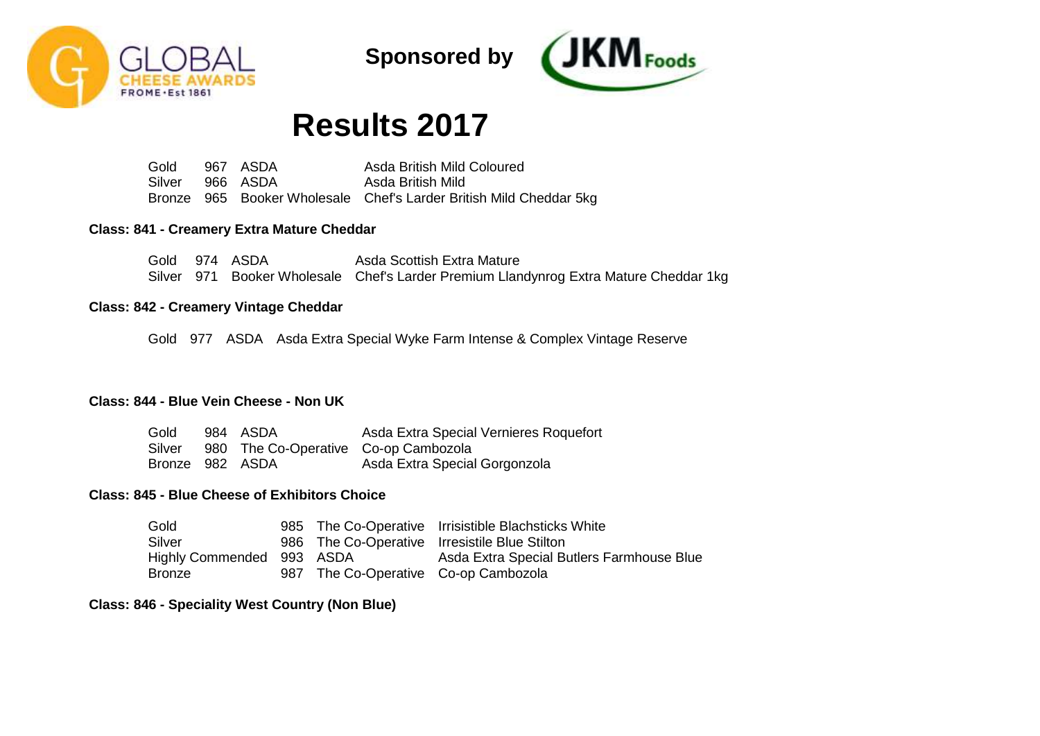Sponsored by

# Results 2017

| | | | |
|---|---|---|---|
| Gold | 967 | ASDA | Asda British Mild Coloured |
| Silver | 966 | ASDA | Asda British Mild |
| Bronze | 965 | Booker Wholesale | Chef's Larder British Mild Cheddar 5kg |

**Class: 841 - Creamery Extra Mature Cheddar**

| | | | |
|---|---|---|---|
| Gold | 974 | ASDA | Asda Scottish Extra Mature |
| Silver | 971 | Booker Wholesale | Chef's Larder Premium Llandynrog Extra Mature Cheddar 1kg |

**Class: 842 - Creamery Vintage Cheddar**

| | | | |
|---|---|---|---|
| Gold | 977 | ASDA | Asda Extra Special Wyke Farm Intense & Complex Vintage Reserve |

**Class: 844 - Blue Vein Cheese - Non UK**

| | | | |
|---|---|---|---|
| Gold | 984 | ASDA | Asda Extra Special Vernieres Roquefort |
| Silver | 980 | The Co-Operative | Co-op Cambozola |
| Bronze | 982 | ASDA | Asda Extra Special Gorgonzola |

**Class: 845 - Blue Cheese of Exhibitors Choice**

| | | | |
|---|---|---|---|
| Gold | 985 | The Co-Operative | Irrisistible Blachsticks White |
| Silver | 986 | The Co-Operative | Irresistile Blue Stilton |
| Highly Commended | 993 | ASDA | Asda Extra Special Butlers Farmhouse Blue |
| Bronze | 987 | The Co-Operative | Co-op Cambozola |

**Class: 846 - Speciality West Country (Non Blue)**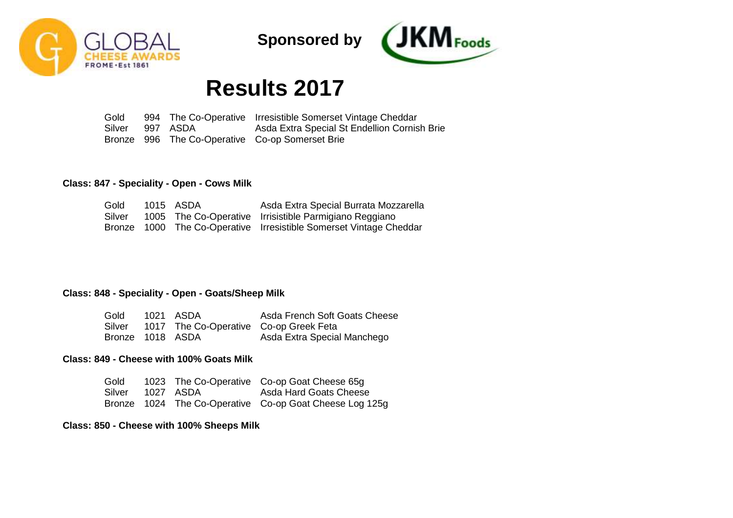GLOBAL CHEESE AWARDS FROME • Est 1861

Sponsored by JKM Foods

# Results 2017

| | | | |
|---|---|---|---|
| Gold | 994 | The Co-Operative | Irresistible Somerset Vintage Cheddar |
| Silver | 997 | ASDA | Asda Extra Special St Endellion Cornish Brie |
| Bronze | 996 | The Co-Operative | Co-op Somerset Brie |

**Class: 847 - Speciality - Open - Cows Milk**

| | | | |
|---|---|---|---|
| Gold | 1015 | ASDA | Asda Extra Special Burrata Mozzarella |
| Silver | 1005 | The Co-Operative | Irrisistible Parmigiano Reggiano |
| Bronze | 1000 | The Co-Operative | Irresistible Somerset Vintage Cheddar |

**Class: 848 - Speciality - Open - Goats/Sheep Milk**

| | | | |
|---|---|---|---|
| Gold | 1021 | ASDA | Asda French Soft Goats Cheese |
| Silver | 1017 | The Co-Operative | Co-op Greek Feta |
| Bronze | 1018 | ASDA | Asda Extra Special Manchego |

**Class: 849 - Cheese with 100% Goats Milk**

| | | | |
|---|---|---|---|
| Gold | 1023 | The Co-Operative | Co-op Goat Cheese 65g |
| Silver | 1027 | ASDA | Asda Hard Goats Cheese |
| Bronze | 1024 | The Co-Operative | Co-op Goat Cheese Log 125g |

**Class: 850 - Cheese with 100% Sheeps Milk**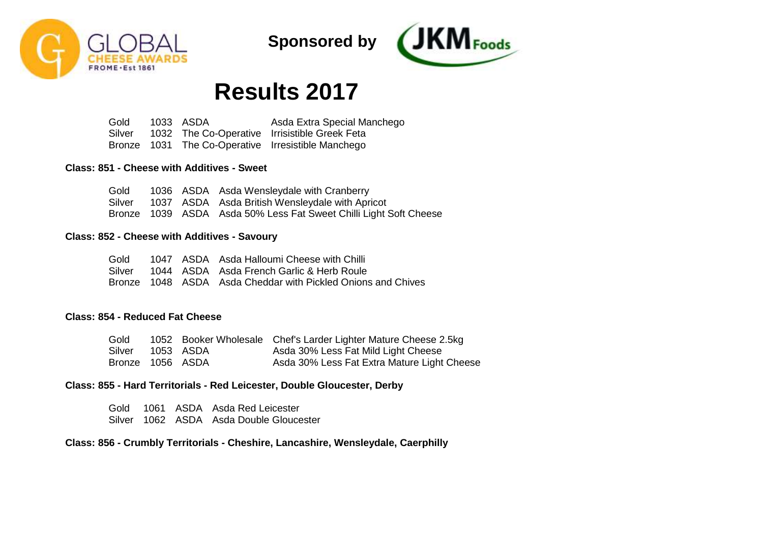Sponsored by

# Results 2017

| | | | |
|---|---|---|---|
| Gold | 1033 | ASDA | Asda Extra Special Manchego |
| Silver | 1032 | The Co-Operative | Irrisistible Greek Feta |
| Bronze | 1031 | The Co-Operative | Irresistible Manchego |

**Class: 851 - Cheese with Additives - Sweet**

| | | | |
|---|---|---|---|
| Gold | 1036 | ASDA | Asda Wensleydale with Cranberry |
| Silver | 1037 | ASDA | Asda British Wensleydale with Apricot |
| Bronze | 1039 | ASDA | Asda 50% Less Fat Sweet Chilli Light Soft Cheese |

**Class: 852 - Cheese with Additives - Savoury**

| | | | |
|---|---|---|---|
| Gold | 1047 | ASDA | Asda Halloumi Cheese with Chilli |
| Silver | 1044 | ASDA | Asda French Garlic & Herb Roule |
| Bronze | 1048 | ASDA | Asda Cheddar with Pickled Onions and Chives |

**Class: 854 - Reduced Fat Cheese**

| | | | |
|---|---|---|---|
| Gold | 1052 | Booker Wholesale | Chef's Larder Lighter Mature Cheese 2.5kg |
| Silver | 1053 | ASDA | Asda 30% Less Fat Mild Light Cheese |
| Bronze | 1056 | ASDA | Asda 30% Less Fat Extra Mature Light Cheese |

**Class: 855 - Hard Territorials - Red Leicester, Double Gloucester, Derby**

| | | | |
|---|---|---|---|
| Gold | 1061 | ASDA | Asda Red Leicester |
| Silver | 1062 | ASDA | Asda Double Gloucester |

**Class: 856 - Crumbly Territorials - Cheshire, Lancashire, Wensleydale, Caerphilly**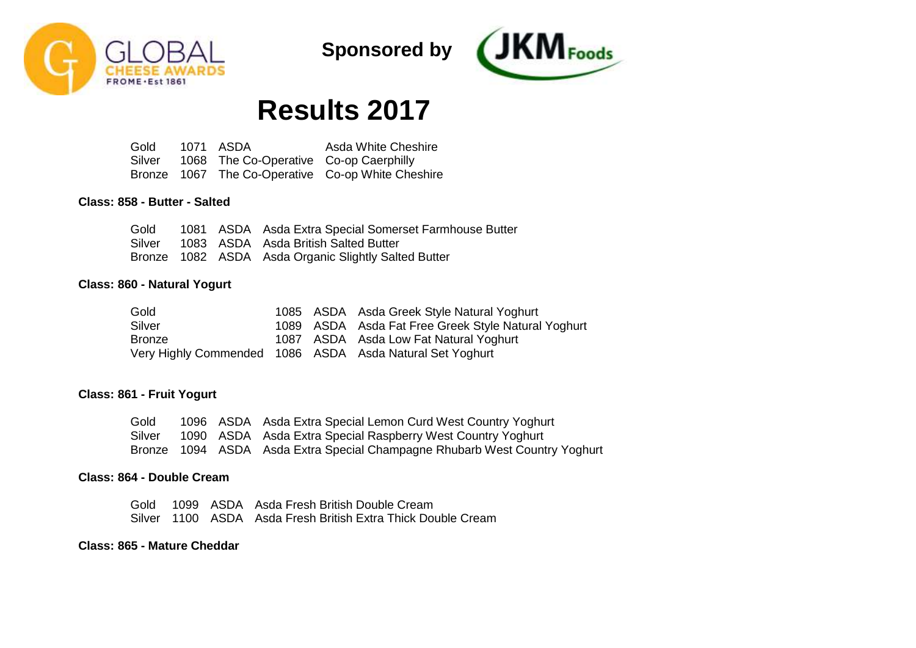Sponsored by

# Results 2017

| | | | |
|---|---|---|---|
| Gold | 1071 | ASDA | Asda White Cheshire |
| Silver | 1068 | The Co-Operative | Co-op Caerphilly |
| Bronze | 1067 | The Co-Operative | Co-op White Cheshire |

**Class: 858 - Butter - Salted**

| | | | |
|---|---|---|---|
| Gold | 1081 | ASDA | Asda Extra Special Somerset Farmhouse Butter |
| Silver | 1083 | ASDA | Asda British Salted Butter |
| Bronze | 1082 | ASDA | Asda Organic Slightly Salted Butter |

**Class: 860 - Natural Yogurt**

| | | | |
|---|---|---|---|
| Gold | 1085 | ASDA | Asda Greek Style Natural Yoghurt |
| Silver | 1089 | ASDA | Asda Fat Free Greek Style Natural Yoghurt |
| Bronze | 1087 | ASDA | Asda Low Fat Natural Yoghurt |
| Very Highly Commended | 1086 | ASDA | Asda Natural Set Yoghurt |

**Class: 861 - Fruit Yogurt**

| | | | |
|---|---|---|---|
| Gold | 1096 | ASDA | Asda Extra Special Lemon Curd West Country Yoghurt |
| Silver | 1090 | ASDA | Asda Extra Special Raspberry West Country Yoghurt |
| Bronze | 1094 | ASDA | Asda Extra Special Champagne Rhubarb West Country Yoghurt |

**Class: 864 - Double Cream**

| | | | |
|---|---|---|---|
| Gold | 1099 | ASDA | Asda Fresh British Double Cream |
| Silver | 1100 | ASDA | Asda Fresh British Extra Thick Double Cream |

**Class: 865 - Mature Cheddar**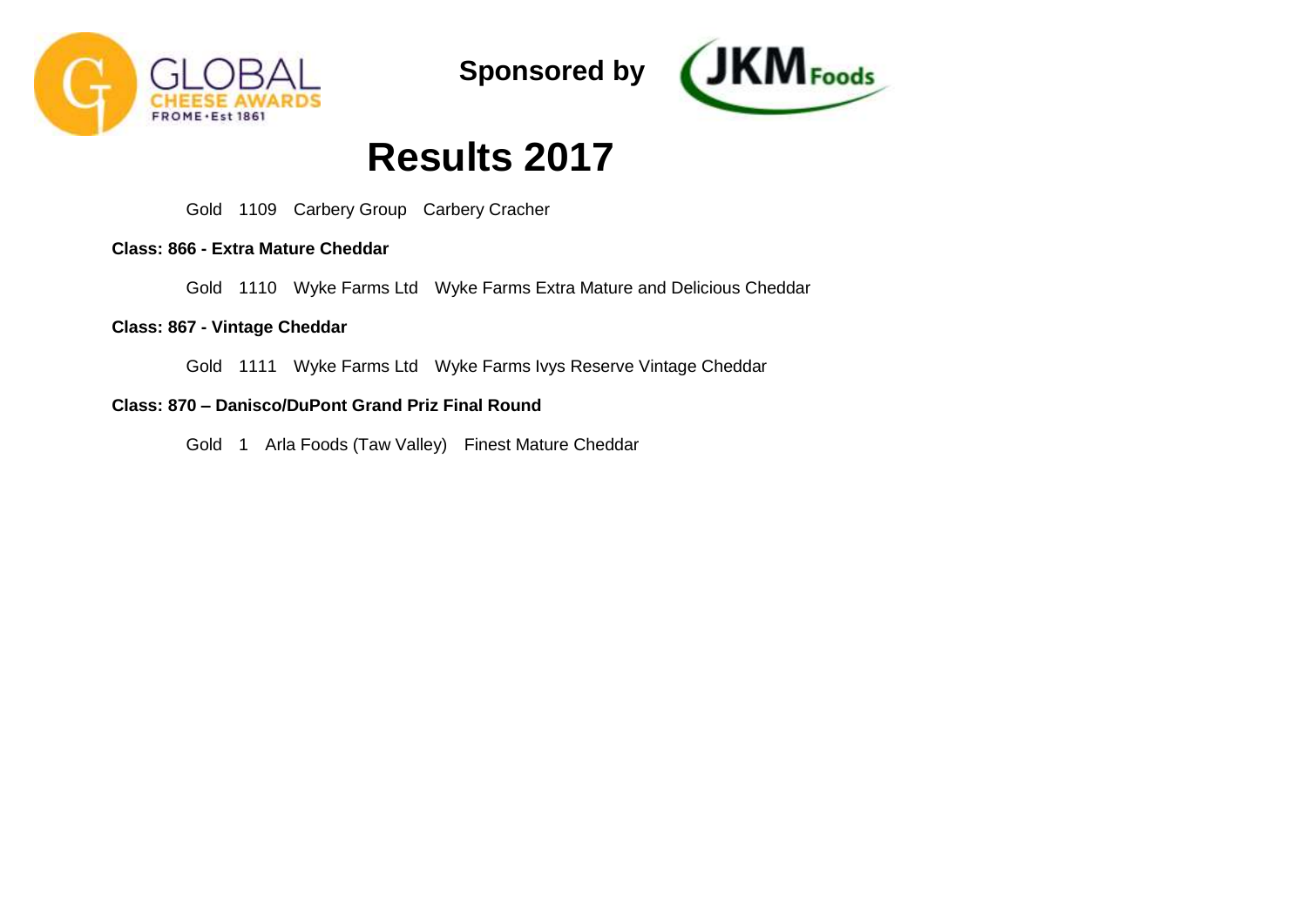Sponsored by

# Results 2017

Gold 1109 Carbery Group Carbery Cracher

**Class: 866 - Extra Mature Cheddar**

Gold 1110 Wyke Farms Ltd Wyke Farms Extra Mature and Delicious Cheddar

**Class: 867 - Vintage Cheddar**

Gold 1111 Wyke Farms Ltd Wyke Farms Ivys Reserve Vintage Cheddar

**Class: 870 – Danisco/DuPont Grand Priz Final Round**

Gold 1 Arla Foods (Taw Valley) Finest Mature Cheddar